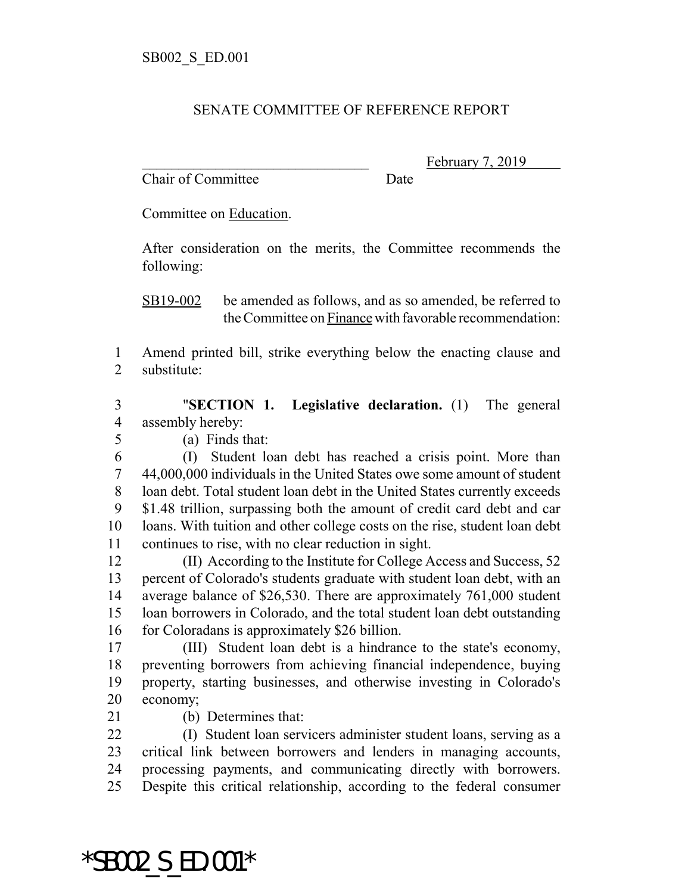SB002_S_ED.001

SENATE COMMITTEE OF REFERENCE REPORT

_______________________________ February 7, 2019
Chair of Committee Date

Committee on Education.

After consideration on the merits, the Committee recommends the following:

SB19-002 be amended as follows, and as so amended, be referred to the Committee on Finance with favorable recommendation:

1 Amend printed bill, strike everything below the enacting clause and
2 substitute:

3 "**SECTION 1. Legislative declaration.** (1) The general
4 assembly hereby:
5 (a) Finds that:
6 (I) Student loan debt has reached a crisis point. More than
7 44,000,000 individuals in the United States owe some amount of student
8 loan debt. Total student loan debt in the United States currently exceeds
9 $1.48 trillion, surpassing both the amount of credit card debt and car
10 loans. With tuition and other college costs on the rise, student loan debt
11 continues to rise, with no clear reduction in sight.
12 (II) According to the Institute for College Access and Success, 52
13 percent of Colorado's students graduate with student loan debt, with an
14 average balance of $26,530. There are approximately 761,000 student
15 loan borrowers in Colorado, and the total student loan debt outstanding
16 for Coloradans is approximately $26 billion.
17 (III) Student loan debt is a hindrance to the state's economy,
18 preventing borrowers from achieving financial independence, buying
19 property, starting businesses, and otherwise investing in Colorado's
20 economy;
21 (b) Determines that:
22 (I) Student loan servicers administer student loans, serving as a
23 critical link between borrowers and lenders in managing accounts,
24 processing payments, and communicating directly with borrowers.
25 Despite this critical relationship, according to the federal consumer

*SB002_S_ED.001*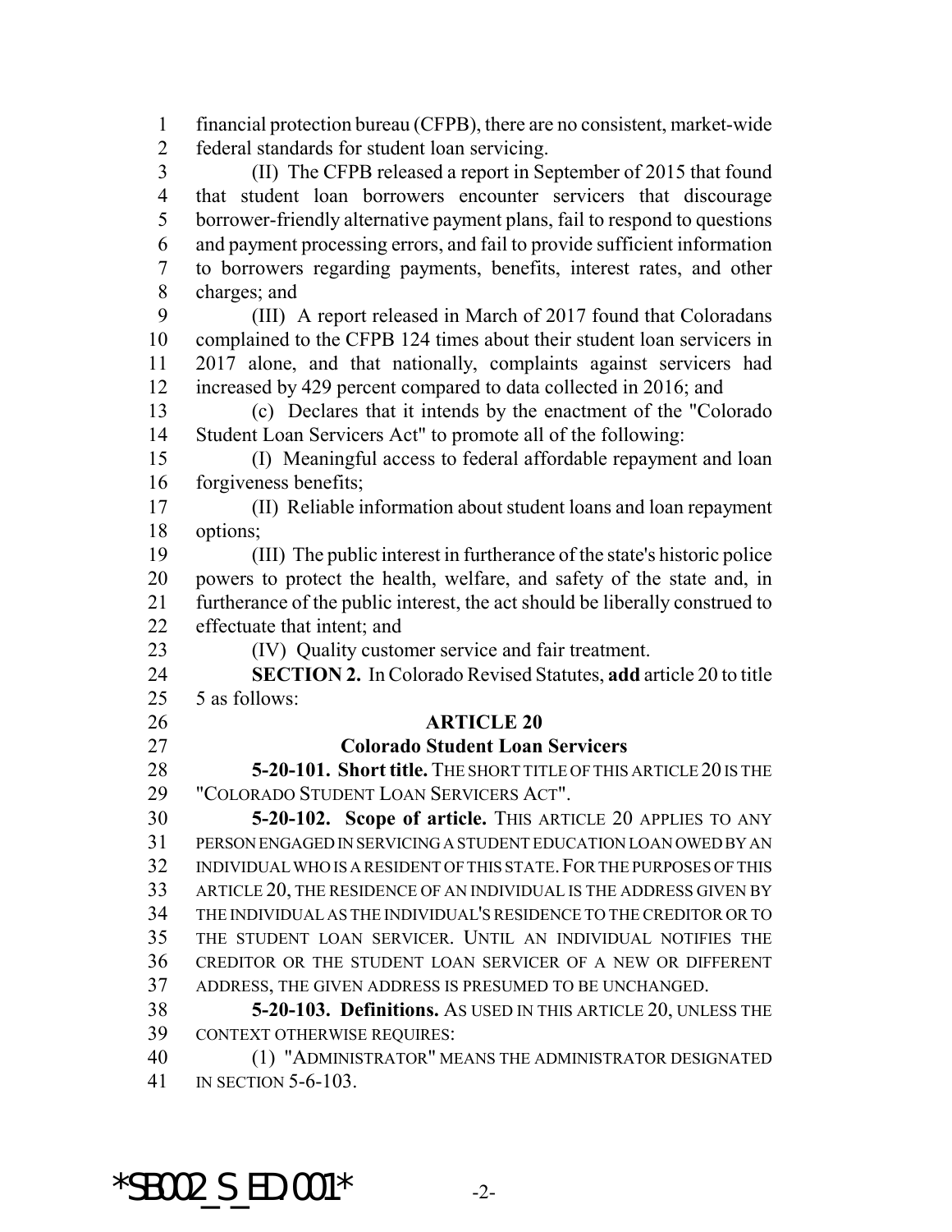financial protection bureau (CFPB), there are no consistent, market-wide federal standards for student loan servicing.

(II) The CFPB released a report in September of 2015 that found that student loan borrowers encounter servicers that discourage borrower-friendly alternative payment plans, fail to respond to questions and payment processing errors, and fail to provide sufficient information to borrowers regarding payments, benefits, interest rates, and other charges; and

(III) A report released in March of 2017 found that Coloradans complained to the CFPB 124 times about their student loan servicers in 2017 alone, and that nationally, complaints against servicers had increased by 429 percent compared to data collected in 2016; and

(c) Declares that it intends by the enactment of the "Colorado Student Loan Servicers Act" to promote all of the following:

(I) Meaningful access to federal affordable repayment and loan forgiveness benefits;

(II) Reliable information about student loans and loan repayment options;

(III) The public interest in furtherance of the state's historic police powers to protect the health, welfare, and safety of the state and, in furtherance of the public interest, the act should be liberally construed to effectuate that intent; and

(IV) Quality customer service and fair treatment.

**SECTION 2.** In Colorado Revised Statutes, **add** article 20 to title 5 as follows:

## ARTICLE 20

## Colorado Student Loan Servicers

**5-20-101. Short title.** THE SHORT TITLE OF THIS ARTICLE 20 IS THE "COLORADO STUDENT LOAN SERVICERS ACT".

**5-20-102. Scope of article.** THIS ARTICLE 20 APPLIES TO ANY PERSON ENGAGED IN SERVICING A STUDENT EDUCATION LOAN OWED BY AN INDIVIDUAL WHO IS A RESIDENT OF THIS STATE. FOR THE PURPOSES OF THIS ARTICLE 20, THE RESIDENCE OF AN INDIVIDUAL IS THE ADDRESS GIVEN BY THE INDIVIDUAL AS THE INDIVIDUAL'S RESIDENCE TO THE CREDITOR OR TO THE STUDENT LOAN SERVICER. UNTIL AN INDIVIDUAL NOTIFIES THE CREDITOR OR THE STUDENT LOAN SERVICER OF A NEW OR DIFFERENT ADDRESS, THE GIVEN ADDRESS IS PRESUMED TO BE UNCHANGED.

**5-20-103. Definitions.** AS USED IN THIS ARTICLE 20, UNLESS THE CONTEXT OTHERWISE REQUIRES:

(1) "ADMINISTRATOR" MEANS THE ADMINISTRATOR DESIGNATED IN SECTION 5-6-103.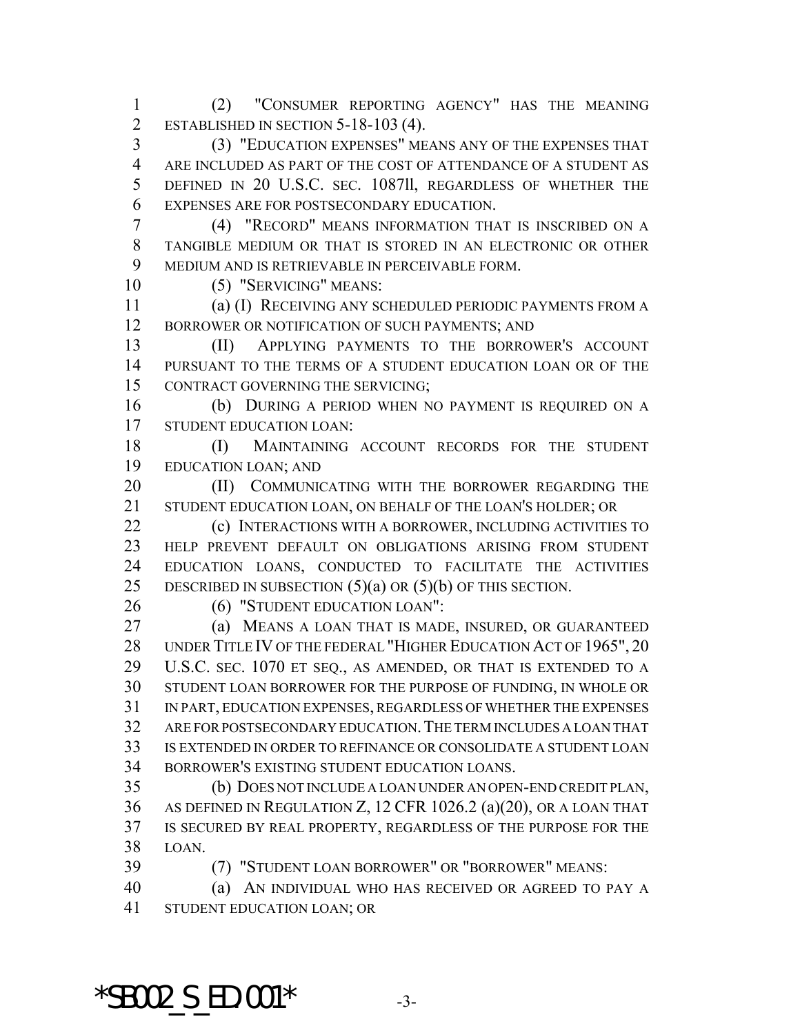(2) "CONSUMER REPORTING AGENCY" HAS THE MEANING ESTABLISHED IN SECTION 5-18-103 (4).

(3) "EDUCATION EXPENSES" MEANS ANY OF THE EXPENSES THAT ARE INCLUDED AS PART OF THE COST OF ATTENDANCE OF A STUDENT AS DEFINED IN 20 U.S.C. SEC. 1087ll, REGARDLESS OF WHETHER THE EXPENSES ARE FOR POSTSECONDARY EDUCATION.

(4) "RECORD" MEANS INFORMATION THAT IS INSCRIBED ON A TANGIBLE MEDIUM OR THAT IS STORED IN AN ELECTRONIC OR OTHER MEDIUM AND IS RETRIEVABLE IN PERCEIVABLE FORM.

(5) "SERVICING" MEANS:

(a) (I) RECEIVING ANY SCHEDULED PERIODIC PAYMENTS FROM A BORROWER OR NOTIFICATION OF SUCH PAYMENTS; AND

(II) APPLYING PAYMENTS TO THE BORROWER'S ACCOUNT PURSUANT TO THE TERMS OF A STUDENT EDUCATION LOAN OR OF THE CONTRACT GOVERNING THE SERVICING;

(b) DURING A PERIOD WHEN NO PAYMENT IS REQUIRED ON A STUDENT EDUCATION LOAN:

(I) MAINTAINING ACCOUNT RECORDS FOR THE STUDENT EDUCATION LOAN; AND

(II) COMMUNICATING WITH THE BORROWER REGARDING THE STUDENT EDUCATION LOAN, ON BEHALF OF THE LOAN'S HOLDER; OR

(c) INTERACTIONS WITH A BORROWER, INCLUDING ACTIVITIES TO HELP PREVENT DEFAULT ON OBLIGATIONS ARISING FROM STUDENT EDUCATION LOANS, CONDUCTED TO FACILITATE THE ACTIVITIES DESCRIBED IN SUBSECTION (5)(a) OR (5)(b) OF THIS SECTION.

(6) "STUDENT EDUCATION LOAN":

(a) MEANS A LOAN THAT IS MADE, INSURED, OR GUARANTEED UNDER TITLE IV OF THE FEDERAL "HIGHER EDUCATION ACT OF 1965", 20 U.S.C. SEC. 1070 ET SEQ., AS AMENDED, OR THAT IS EXTENDED TO A STUDENT LOAN BORROWER FOR THE PURPOSE OF FUNDING, IN WHOLE OR IN PART, EDUCATION EXPENSES, REGARDLESS OF WHETHER THE EXPENSES ARE FOR POSTSECONDARY EDUCATION. THE TERM INCLUDES A LOAN THAT IS EXTENDED IN ORDER TO REFINANCE OR CONSOLIDATE A STUDENT LOAN BORROWER'S EXISTING STUDENT EDUCATION LOANS.

(b) DOES NOT INCLUDE A LOAN UNDER AN OPEN-END CREDIT PLAN, AS DEFINED IN REGULATION Z, 12 CFR 1026.2 (a)(20), OR A LOAN THAT IS SECURED BY REAL PROPERTY, REGARDLESS OF THE PURPOSE FOR THE LOAN.

(7) "STUDENT LOAN BORROWER" OR "BORROWER" MEANS:

(a) AN INDIVIDUAL WHO HAS RECEIVED OR AGREED TO PAY A STUDENT EDUCATION LOAN; OR

*SB002_S_ED.001*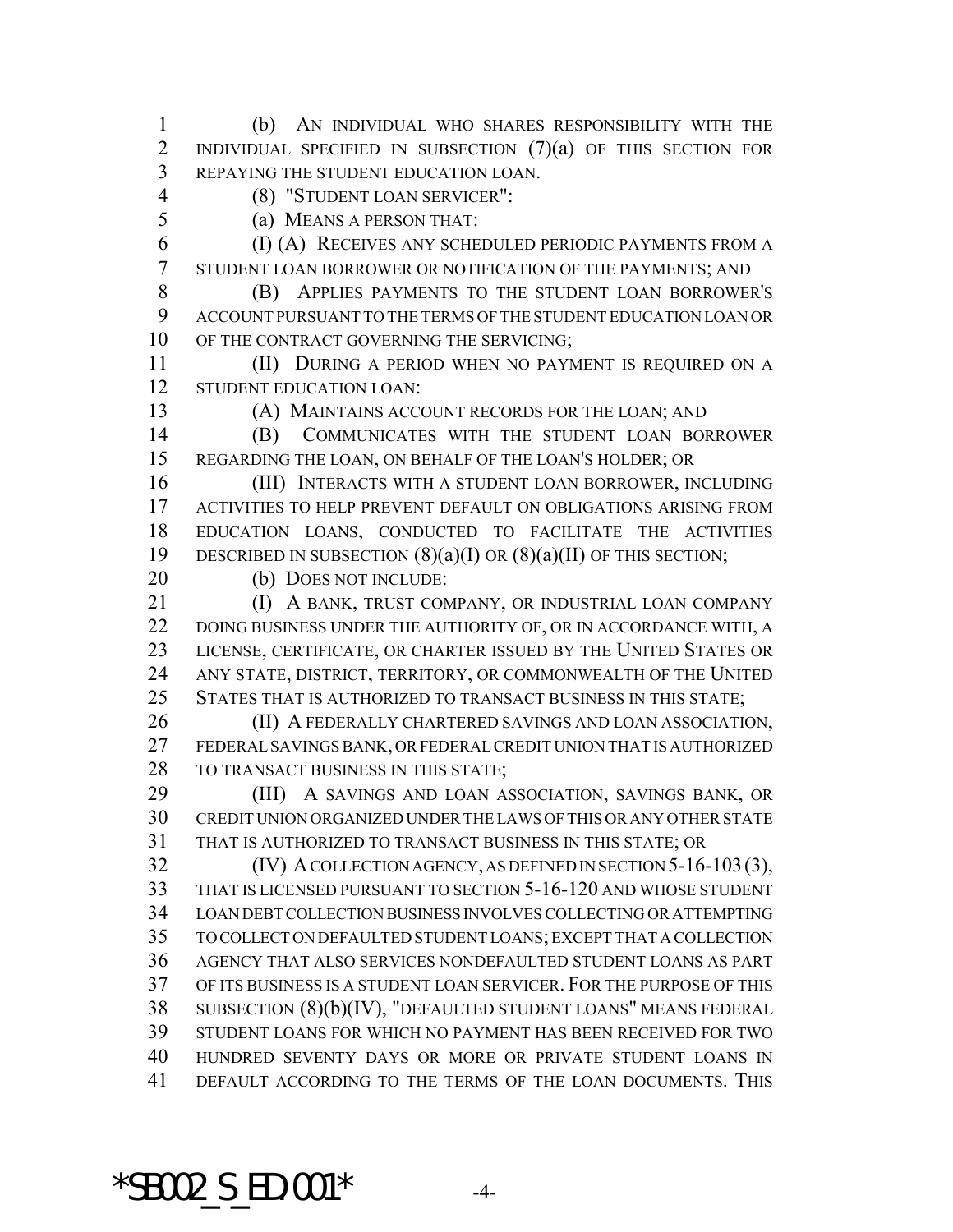(b) AN INDIVIDUAL WHO SHARES RESPONSIBILITY WITH THE INDIVIDUAL SPECIFIED IN SUBSECTION (7)(a) OF THIS SECTION FOR REPAYING THE STUDENT EDUCATION LOAN.

(8) "STUDENT LOAN SERVICER":

(a) MEANS A PERSON THAT:

(I) (A) RECEIVES ANY SCHEDULED PERIODIC PAYMENTS FROM A STUDENT LOAN BORROWER OR NOTIFICATION OF THE PAYMENTS; AND

(B) APPLIES PAYMENTS TO THE STUDENT LOAN BORROWER'S ACCOUNT PURSUANT TO THE TERMS OF THE STUDENT EDUCATION LOAN OR OF THE CONTRACT GOVERNING THE SERVICING;

(II) DURING A PERIOD WHEN NO PAYMENT IS REQUIRED ON A STUDENT EDUCATION LOAN:

(A) MAINTAINS ACCOUNT RECORDS FOR THE LOAN; AND

(B) COMMUNICATES WITH THE STUDENT LOAN BORROWER REGARDING THE LOAN, ON BEHALF OF THE LOAN'S HOLDER; OR

(III) INTERACTS WITH A STUDENT LOAN BORROWER, INCLUDING ACTIVITIES TO HELP PREVENT DEFAULT ON OBLIGATIONS ARISING FROM EDUCATION LOANS, CONDUCTED TO FACILITATE THE ACTIVITIES DESCRIBED IN SUBSECTION (8)(a)(I) OR (8)(a)(II) OF THIS SECTION;

(b) DOES NOT INCLUDE:

(I) A BANK, TRUST COMPANY, OR INDUSTRIAL LOAN COMPANY DOING BUSINESS UNDER THE AUTHORITY OF, OR IN ACCORDANCE WITH, A LICENSE, CERTIFICATE, OR CHARTER ISSUED BY THE UNITED STATES OR ANY STATE, DISTRICT, TERRITORY, OR COMMONWEALTH OF THE UNITED STATES THAT IS AUTHORIZED TO TRANSACT BUSINESS IN THIS STATE;

(II) A FEDERALLY CHARTERED SAVINGS AND LOAN ASSOCIATION, FEDERAL SAVINGS BANK, OR FEDERAL CREDIT UNION THAT IS AUTHORIZED TO TRANSACT BUSINESS IN THIS STATE;

(III) A SAVINGS AND LOAN ASSOCIATION, SAVINGS BANK, OR CREDIT UNION ORGANIZED UNDER THE LAWS OF THIS OR ANY OTHER STATE THAT IS AUTHORIZED TO TRANSACT BUSINESS IN THIS STATE; OR

(IV) A COLLECTION AGENCY, AS DEFINED IN SECTION 5-16-103 (3), THAT IS LICENSED PURSUANT TO SECTION 5-16-120 AND WHOSE STUDENT LOAN DEBT COLLECTION BUSINESS INVOLVES COLLECTING OR ATTEMPTING TO COLLECT ON DEFAULTED STUDENT LOANS; EXCEPT THAT A COLLECTION AGENCY THAT ALSO SERVICES NONDEFAULTED STUDENT LOANS AS PART OF ITS BUSINESS IS A STUDENT LOAN SERVICER. FOR THE PURPOSE OF THIS SUBSECTION (8)(b)(IV), "DEFAULTED STUDENT LOANS" MEANS FEDERAL STUDENT LOANS FOR WHICH NO PAYMENT HAS BEEN RECEIVED FOR TWO HUNDRED SEVENTY DAYS OR MORE OR PRIVATE STUDENT LOANS IN DEFAULT ACCORDING TO THE TERMS OF THE LOAN DOCUMENTS. THIS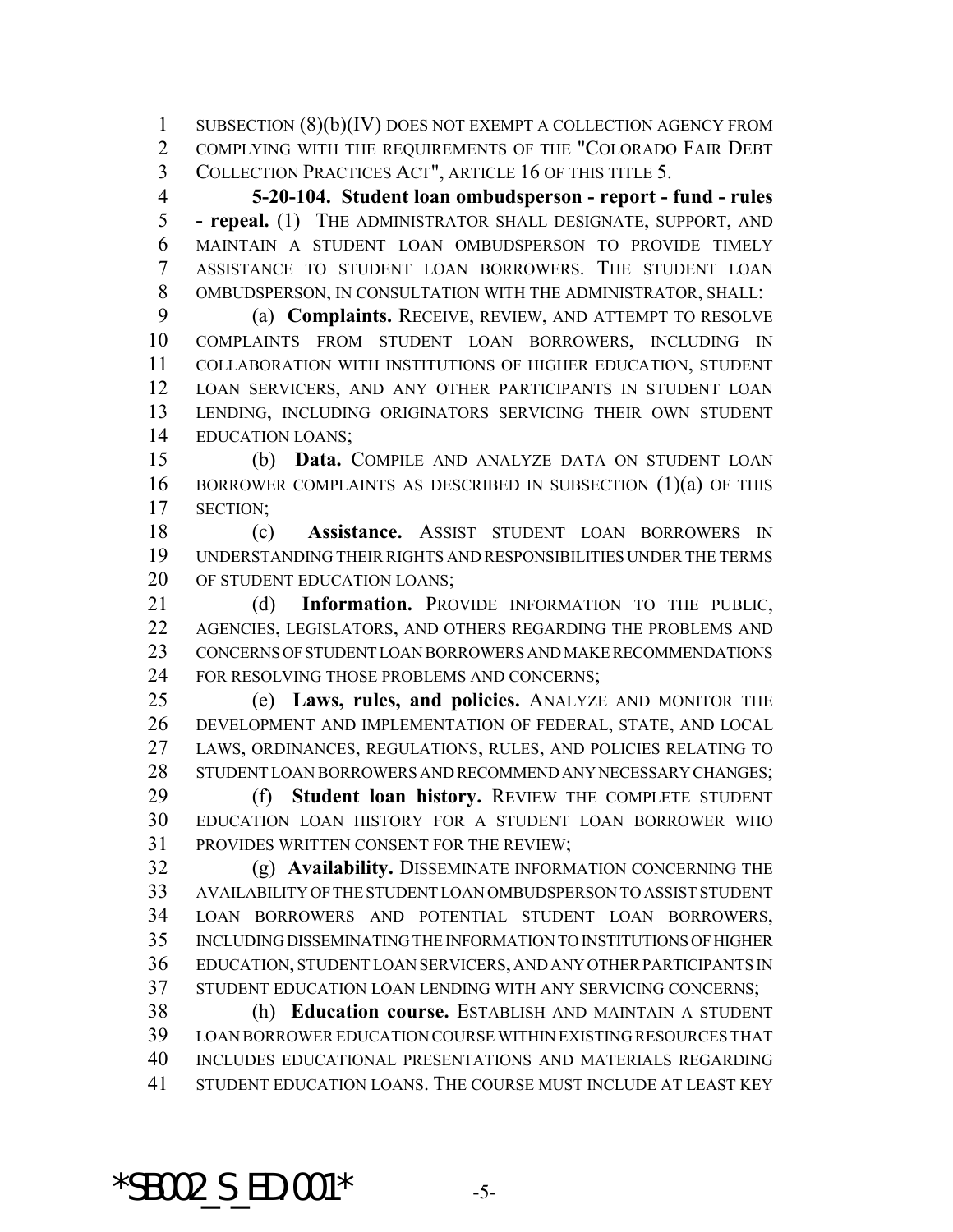SUBSECTION (8)(b)(IV) DOES NOT EXEMPT A COLLECTION AGENCY FROM COMPLYING WITH THE REQUIREMENTS OF THE "COLORADO FAIR DEBT COLLECTION PRACTICES ACT", ARTICLE 16 OF THIS TITLE 5.

**5-20-104. Student loan ombudsperson - report - fund - rules - repeal.** (1) THE ADMINISTRATOR SHALL DESIGNATE, SUPPORT, AND MAINTAIN A STUDENT LOAN OMBUDSPERSON TO PROVIDE TIMELY ASSISTANCE TO STUDENT LOAN BORROWERS. THE STUDENT LOAN OMBUDSPERSON, IN CONSULTATION WITH THE ADMINISTRATOR, SHALL:

(a) **Complaints.** RECEIVE, REVIEW, AND ATTEMPT TO RESOLVE COMPLAINTS FROM STUDENT LOAN BORROWERS, INCLUDING IN COLLABORATION WITH INSTITUTIONS OF HIGHER EDUCATION, STUDENT LOAN SERVICERS, AND ANY OTHER PARTICIPANTS IN STUDENT LOAN LENDING, INCLUDING ORIGINATORS SERVICING THEIR OWN STUDENT EDUCATION LOANS;

(b) **Data.** COMPILE AND ANALYZE DATA ON STUDENT LOAN BORROWER COMPLAINTS AS DESCRIBED IN SUBSECTION (1)(a) OF THIS SECTION;

(c) **Assistance.** ASSIST STUDENT LOAN BORROWERS IN UNDERSTANDING THEIR RIGHTS AND RESPONSIBILITIES UNDER THE TERMS OF STUDENT EDUCATION LOANS;

(d) **Information.** PROVIDE INFORMATION TO THE PUBLIC, AGENCIES, LEGISLATORS, AND OTHERS REGARDING THE PROBLEMS AND CONCERNS OF STUDENT LOAN BORROWERS AND MAKE RECOMMENDATIONS FOR RESOLVING THOSE PROBLEMS AND CONCERNS;

(e) **Laws, rules, and policies.** ANALYZE AND MONITOR THE DEVELOPMENT AND IMPLEMENTATION OF FEDERAL, STATE, AND LOCAL LAWS, ORDINANCES, REGULATIONS, RULES, AND POLICIES RELATING TO STUDENT LOAN BORROWERS AND RECOMMEND ANY NECESSARY CHANGES;

(f) **Student loan history.** REVIEW THE COMPLETE STUDENT EDUCATION LOAN HISTORY FOR A STUDENT LOAN BORROWER WHO PROVIDES WRITTEN CONSENT FOR THE REVIEW;

(g) **Availability.** DISSEMINATE INFORMATION CONCERNING THE AVAILABILITY OF THE STUDENT LOAN OMBUDSPERSON TO ASSIST STUDENT LOAN BORROWERS AND POTENTIAL STUDENT LOAN BORROWERS, INCLUDING DISSEMINATING THE INFORMATION TO INSTITUTIONS OF HIGHER EDUCATION, STUDENT LOAN SERVICERS, AND ANY OTHER PARTICIPANTS IN STUDENT EDUCATION LOAN LENDING WITH ANY SERVICING CONCERNS;

(h) **Education course.** ESTABLISH AND MAINTAIN A STUDENT LOAN BORROWER EDUCATION COURSE WITHIN EXISTING RESOURCES THAT INCLUDES EDUCATIONAL PRESENTATIONS AND MATERIALS REGARDING STUDENT EDUCATION LOANS. THE COURSE MUST INCLUDE AT LEAST KEY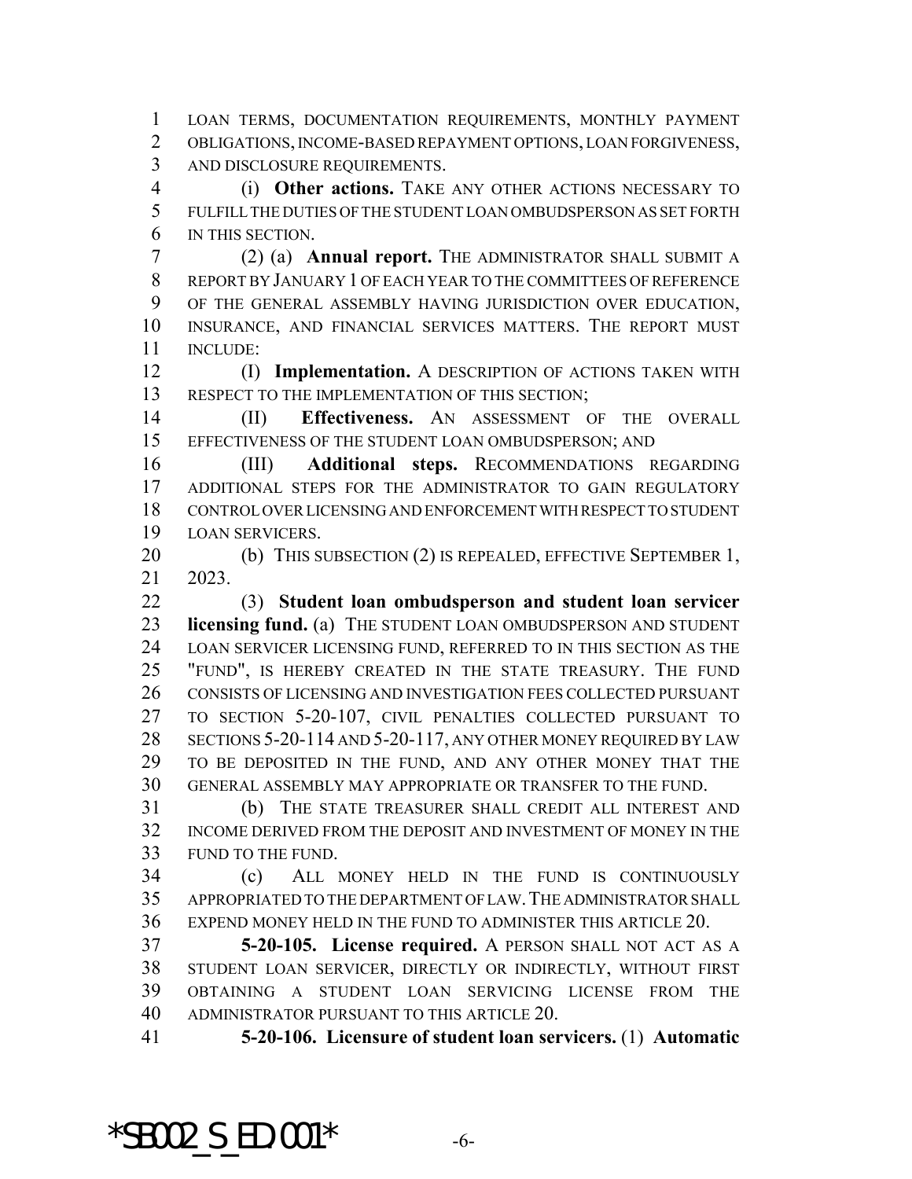LOAN TERMS, DOCUMENTATION REQUIREMENTS, MONTHLY PAYMENT OBLIGATIONS, INCOME-BASED REPAYMENT OPTIONS, LOAN FORGIVENESS, AND DISCLOSURE REQUIREMENTS.

(i) **Other actions.** TAKE ANY OTHER ACTIONS NECESSARY TO FULFILL THE DUTIES OF THE STUDENT LOAN OMBUDSPERSON AS SET FORTH IN THIS SECTION.

(2) (a) **Annual report.** THE ADMINISTRATOR SHALL SUBMIT A REPORT BY JANUARY 1 OF EACH YEAR TO THE COMMITTEES OF REFERENCE OF THE GENERAL ASSEMBLY HAVING JURISDICTION OVER EDUCATION, INSURANCE, AND FINANCIAL SERVICES MATTERS. THE REPORT MUST INCLUDE:

(I) **Implementation.** A DESCRIPTION OF ACTIONS TAKEN WITH RESPECT TO THE IMPLEMENTATION OF THIS SECTION;

(II) **Effectiveness.** AN ASSESSMENT OF THE OVERALL EFFECTIVENESS OF THE STUDENT LOAN OMBUDSPERSON; AND

(III) **Additional steps.** RECOMMENDATIONS REGARDING ADDITIONAL STEPS FOR THE ADMINISTRATOR TO GAIN REGULATORY CONTROL OVER LICENSING AND ENFORCEMENT WITH RESPECT TO STUDENT LOAN SERVICERS.

(b) THIS SUBSECTION (2) IS REPEALED, EFFECTIVE SEPTEMBER 1, 2023.

(3) **Student loan ombudsperson and student loan servicer licensing fund.** (a) THE STUDENT LOAN OMBUDSPERSON AND STUDENT LOAN SERVICER LICENSING FUND, REFERRED TO IN THIS SECTION AS THE "FUND", IS HEREBY CREATED IN THE STATE TREASURY. THE FUND CONSISTS OF LICENSING AND INVESTIGATION FEES COLLECTED PURSUANT TO SECTION 5-20-107, CIVIL PENALTIES COLLECTED PURSUANT TO SECTIONS 5-20-114 AND 5-20-117, ANY OTHER MONEY REQUIRED BY LAW TO BE DEPOSITED IN THE FUND, AND ANY OTHER MONEY THAT THE GENERAL ASSEMBLY MAY APPROPRIATE OR TRANSFER TO THE FUND.

(b) THE STATE TREASURER SHALL CREDIT ALL INTEREST AND INCOME DERIVED FROM THE DEPOSIT AND INVESTMENT OF MONEY IN THE FUND TO THE FUND.

(c) ALL MONEY HELD IN THE FUND IS CONTINUOUSLY APPROPRIATED TO THE DEPARTMENT OF LAW. THE ADMINISTRATOR SHALL EXPEND MONEY HELD IN THE FUND TO ADMINISTER THIS ARTICLE 20.

**5-20-105. License required.** A PERSON SHALL NOT ACT AS A STUDENT LOAN SERVICER, DIRECTLY OR INDIRECTLY, WITHOUT FIRST OBTAINING A STUDENT LOAN SERVICING LICENSE FROM THE ADMINISTRATOR PURSUANT TO THIS ARTICLE 20.

**5-20-106. Licensure of student loan servicers.** (1) **Automatic**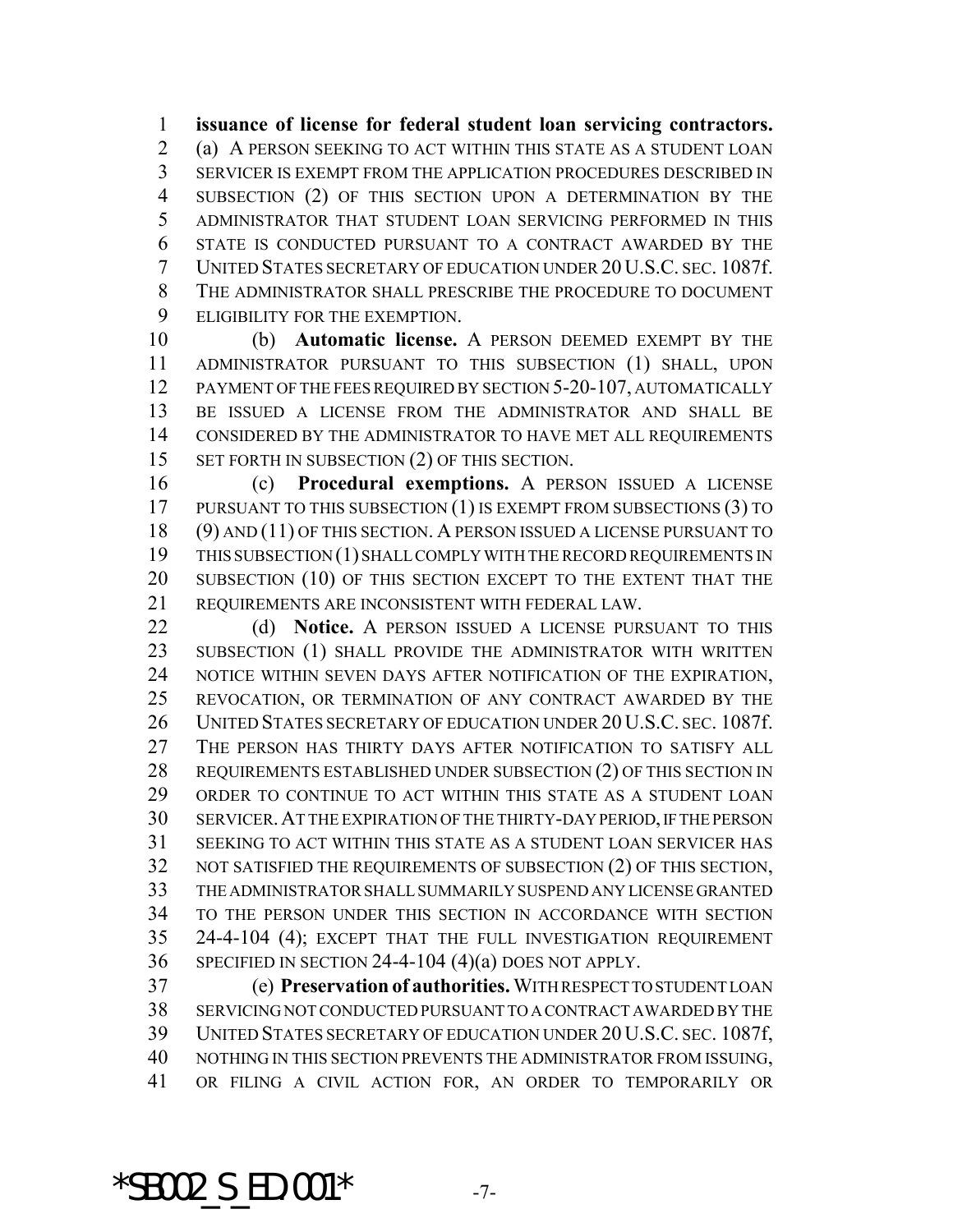**issuance of license for federal student loan servicing contractors.** (a) A PERSON SEEKING TO ACT WITHIN THIS STATE AS A STUDENT LOAN SERVICER IS EXEMPT FROM THE APPLICATION PROCEDURES DESCRIBED IN SUBSECTION (2) OF THIS SECTION UPON A DETERMINATION BY THE ADMINISTRATOR THAT STUDENT LOAN SERVICING PERFORMED IN THIS STATE IS CONDUCTED PURSUANT TO A CONTRACT AWARDED BY THE UNITED STATES SECRETARY OF EDUCATION UNDER 20 U.S.C. SEC. 1087f. THE ADMINISTRATOR SHALL PRESCRIBE THE PROCEDURE TO DOCUMENT ELIGIBILITY FOR THE EXEMPTION.

(b) **Automatic license.** A PERSON DEEMED EXEMPT BY THE ADMINISTRATOR PURSUANT TO THIS SUBSECTION (1) SHALL, UPON PAYMENT OF THE FEES REQUIRED BY SECTION 5-20-107, AUTOMATICALLY BE ISSUED A LICENSE FROM THE ADMINISTRATOR AND SHALL BE CONSIDERED BY THE ADMINISTRATOR TO HAVE MET ALL REQUIREMENTS SET FORTH IN SUBSECTION (2) OF THIS SECTION.

(c) **Procedural exemptions.** A PERSON ISSUED A LICENSE PURSUANT TO THIS SUBSECTION (1) IS EXEMPT FROM SUBSECTIONS (3) TO (9) AND (11) OF THIS SECTION. A PERSON ISSUED A LICENSE PURSUANT TO THIS SUBSECTION (1) SHALL COMPLY WITH THE RECORD REQUIREMENTS IN SUBSECTION (10) OF THIS SECTION EXCEPT TO THE EXTENT THAT THE REQUIREMENTS ARE INCONSISTENT WITH FEDERAL LAW.

(d) **Notice.** A PERSON ISSUED A LICENSE PURSUANT TO THIS SUBSECTION (1) SHALL PROVIDE THE ADMINISTRATOR WITH WRITTEN NOTICE WITHIN SEVEN DAYS AFTER NOTIFICATION OF THE EXPIRATION, REVOCATION, OR TERMINATION OF ANY CONTRACT AWARDED BY THE UNITED STATES SECRETARY OF EDUCATION UNDER 20 U.S.C. SEC. 1087f. THE PERSON HAS THIRTY DAYS AFTER NOTIFICATION TO SATISFY ALL REQUIREMENTS ESTABLISHED UNDER SUBSECTION (2) OF THIS SECTION IN ORDER TO CONTINUE TO ACT WITHIN THIS STATE AS A STUDENT LOAN SERVICER. AT THE EXPIRATION OF THE THIRTY-DAY PERIOD, IF THE PERSON SEEKING TO ACT WITHIN THIS STATE AS A STUDENT LOAN SERVICER HAS NOT SATISFIED THE REQUIREMENTS OF SUBSECTION (2) OF THIS SECTION, THE ADMINISTRATOR SHALL SUMMARILY SUSPEND ANY LICENSE GRANTED TO THE PERSON UNDER THIS SECTION IN ACCORDANCE WITH SECTION 24-4-104 (4); EXCEPT THAT THE FULL INVESTIGATION REQUIREMENT SPECIFIED IN SECTION 24-4-104 (4)(a) DOES NOT APPLY.

(e) **Preservation of authorities.** WITH RESPECT TO STUDENT LOAN SERVICING NOT CONDUCTED PURSUANT TO A CONTRACT AWARDED BY THE UNITED STATES SECRETARY OF EDUCATION UNDER 20 U.S.C. SEC. 1087f, NOTHING IN THIS SECTION PREVENTS THE ADMINISTRATOR FROM ISSUING, OR FILING A CIVIL ACTION FOR, AN ORDER TO TEMPORARILY OR

*SB002_S_ED.001*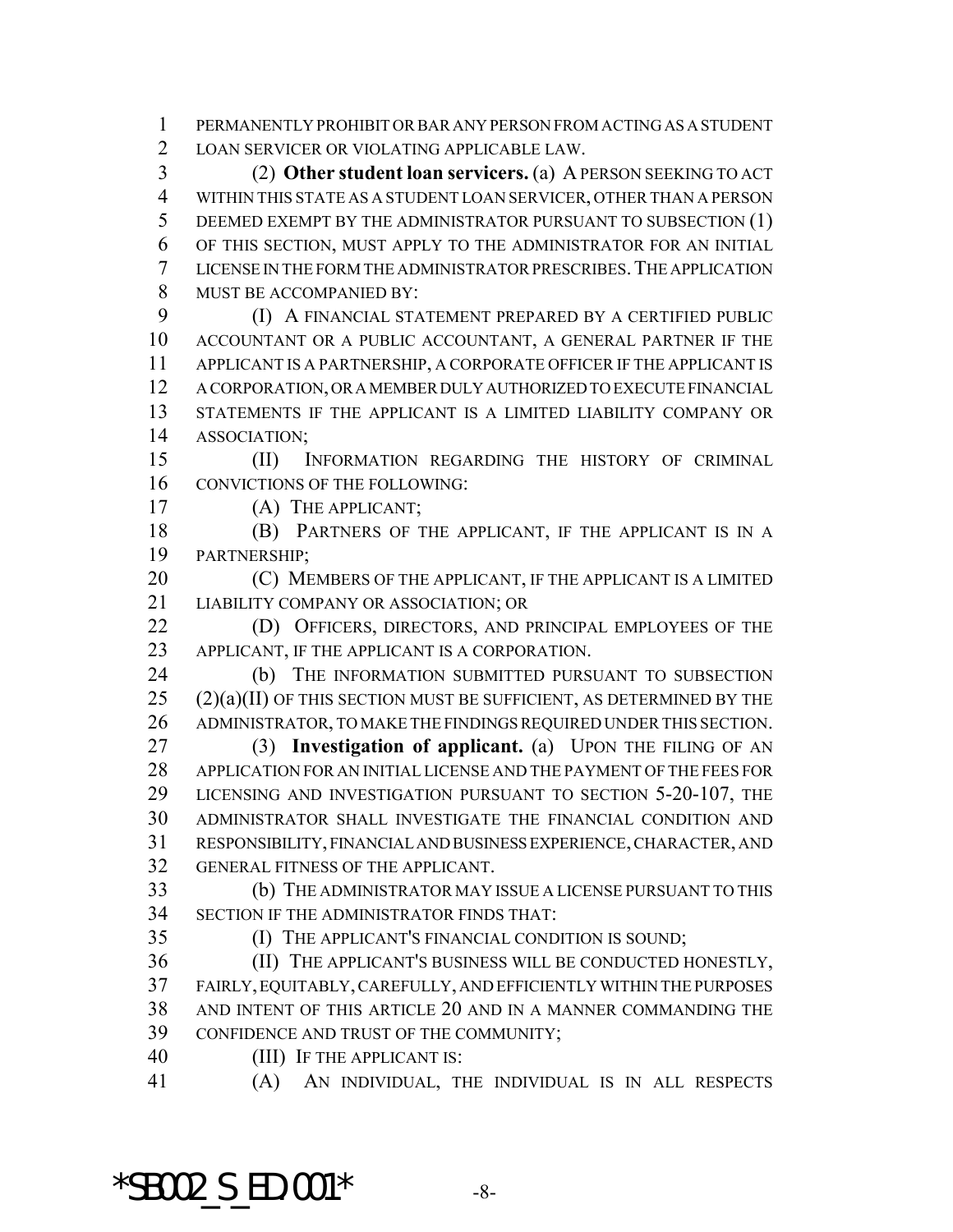PERMANENTLY PROHIBIT OR BAR ANY PERSON FROM ACTING AS A STUDENT LOAN SERVICER OR VIOLATING APPLICABLE LAW.

(2) **Other student loan servicers.** (a) A PERSON SEEKING TO ACT WITHIN THIS STATE AS A STUDENT LOAN SERVICER, OTHER THAN A PERSON DEEMED EXEMPT BY THE ADMINISTRATOR PURSUANT TO SUBSECTION (1) OF THIS SECTION, MUST APPLY TO THE ADMINISTRATOR FOR AN INITIAL LICENSE IN THE FORM THE ADMINISTRATOR PRESCRIBES. THE APPLICATION MUST BE ACCOMPANIED BY:

(I) A FINANCIAL STATEMENT PREPARED BY A CERTIFIED PUBLIC ACCOUNTANT OR A PUBLIC ACCOUNTANT, A GENERAL PARTNER IF THE APPLICANT IS A PARTNERSHIP, A CORPORATE OFFICER IF THE APPLICANT IS A CORPORATION, OR A MEMBER DULY AUTHORIZED TO EXECUTE FINANCIAL STATEMENTS IF THE APPLICANT IS A LIMITED LIABILITY COMPANY OR ASSOCIATION;

(II) INFORMATION REGARDING THE HISTORY OF CRIMINAL CONVICTIONS OF THE FOLLOWING:

(A) THE APPLICANT;

(B) PARTNERS OF THE APPLICANT, IF THE APPLICANT IS IN A PARTNERSHIP;

(C) MEMBERS OF THE APPLICANT, IF THE APPLICANT IS A LIMITED LIABILITY COMPANY OR ASSOCIATION; OR

(D) OFFICERS, DIRECTORS, AND PRINCIPAL EMPLOYEES OF THE APPLICANT, IF THE APPLICANT IS A CORPORATION.

(b) THE INFORMATION SUBMITTED PURSUANT TO SUBSECTION (2)(a)(II) OF THIS SECTION MUST BE SUFFICIENT, AS DETERMINED BY THE ADMINISTRATOR, TO MAKE THE FINDINGS REQUIRED UNDER THIS SECTION.

(3) **Investigation of applicant.** (a) UPON THE FILING OF AN APPLICATION FOR AN INITIAL LICENSE AND THE PAYMENT OF THE FEES FOR LICENSING AND INVESTIGATION PURSUANT TO SECTION 5-20-107, THE ADMINISTRATOR SHALL INVESTIGATE THE FINANCIAL CONDITION AND RESPONSIBILITY, FINANCIAL AND BUSINESS EXPERIENCE, CHARACTER, AND GENERAL FITNESS OF THE APPLICANT.

(b) THE ADMINISTRATOR MAY ISSUE A LICENSE PURSUANT TO THIS SECTION IF THE ADMINISTRATOR FINDS THAT:

(I) THE APPLICANT'S FINANCIAL CONDITION IS SOUND;

(II) THE APPLICANT'S BUSINESS WILL BE CONDUCTED HONESTLY, FAIRLY, EQUITABLY, CAREFULLY, AND EFFICIENTLY WITHIN THE PURPOSES AND INTENT OF THIS ARTICLE 20 AND IN A MANNER COMMANDING THE CONFIDENCE AND TRUST OF THE COMMUNITY;

(III) IF THE APPLICANT IS:

(A) AN INDIVIDUAL, THE INDIVIDUAL IS IN ALL RESPECTS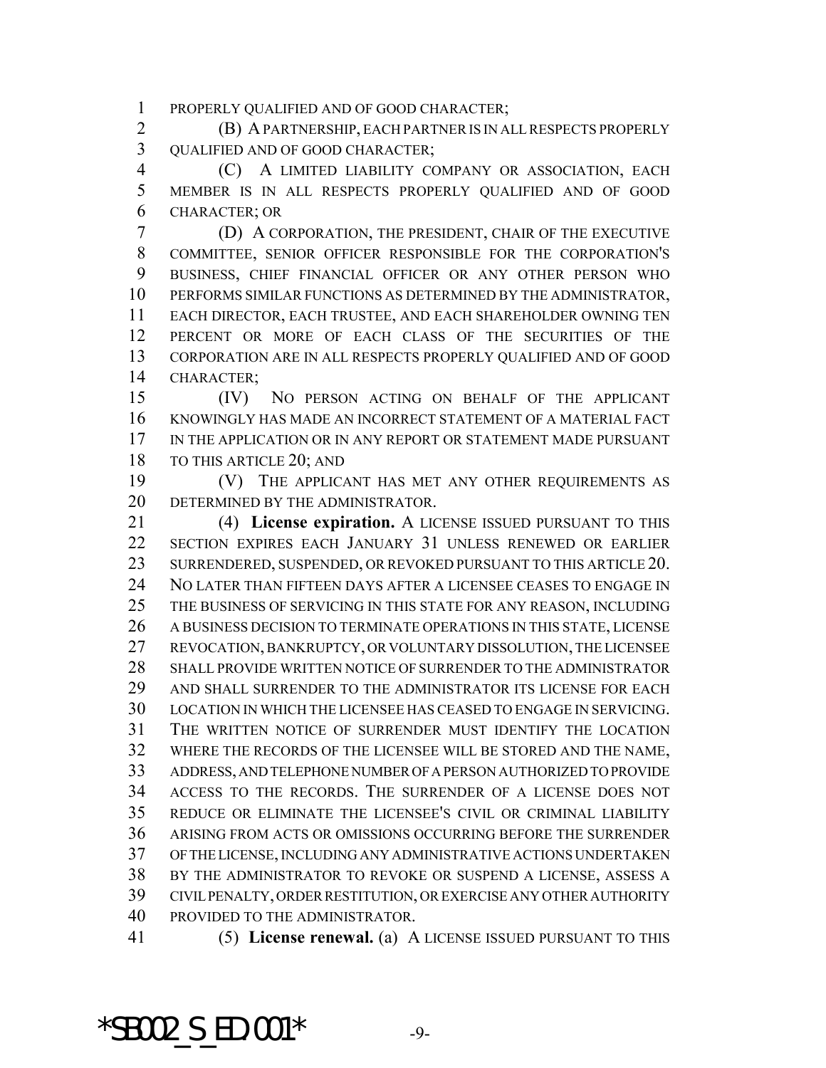PROPERLY QUALIFIED AND OF GOOD CHARACTER;

(B) A PARTNERSHIP, EACH PARTNER IS IN ALL RESPECTS PROPERLY QUALIFIED AND OF GOOD CHARACTER;

(C) A LIMITED LIABILITY COMPANY OR ASSOCIATION, EACH MEMBER IS IN ALL RESPECTS PROPERLY QUALIFIED AND OF GOOD CHARACTER; OR

(D) A CORPORATION, THE PRESIDENT, CHAIR OF THE EXECUTIVE COMMITTEE, SENIOR OFFICER RESPONSIBLE FOR THE CORPORATION'S BUSINESS, CHIEF FINANCIAL OFFICER OR ANY OTHER PERSON WHO PERFORMS SIMILAR FUNCTIONS AS DETERMINED BY THE ADMINISTRATOR, EACH DIRECTOR, EACH TRUSTEE, AND EACH SHAREHOLDER OWNING TEN PERCENT OR MORE OF EACH CLASS OF THE SECURITIES OF THE CORPORATION ARE IN ALL RESPECTS PROPERLY QUALIFIED AND OF GOOD CHARACTER;

(IV) NO PERSON ACTING ON BEHALF OF THE APPLICANT KNOWINGLY HAS MADE AN INCORRECT STATEMENT OF A MATERIAL FACT IN THE APPLICATION OR IN ANY REPORT OR STATEMENT MADE PURSUANT TO THIS ARTICLE 20; AND

(V) THE APPLICANT HAS MET ANY OTHER REQUIREMENTS AS DETERMINED BY THE ADMINISTRATOR.

(4) **License expiration.** A LICENSE ISSUED PURSUANT TO THIS SECTION EXPIRES EACH JANUARY 31 UNLESS RENEWED OR EARLIER SURRENDERED, SUSPENDED, OR REVOKED PURSUANT TO THIS ARTICLE 20. NO LATER THAN FIFTEEN DAYS AFTER A LICENSEE CEASES TO ENGAGE IN THE BUSINESS OF SERVICING IN THIS STATE FOR ANY REASON, INCLUDING A BUSINESS DECISION TO TERMINATE OPERATIONS IN THIS STATE, LICENSE REVOCATION, BANKRUPTCY, OR VOLUNTARY DISSOLUTION, THE LICENSEE SHALL PROVIDE WRITTEN NOTICE OF SURRENDER TO THE ADMINISTRATOR AND SHALL SURRENDER TO THE ADMINISTRATOR ITS LICENSE FOR EACH LOCATION IN WHICH THE LICENSEE HAS CEASED TO ENGAGE IN SERVICING. THE WRITTEN NOTICE OF SURRENDER MUST IDENTIFY THE LOCATION WHERE THE RECORDS OF THE LICENSEE WILL BE STORED AND THE NAME, ADDRESS, AND TELEPHONE NUMBER OF A PERSON AUTHORIZED TO PROVIDE ACCESS TO THE RECORDS. THE SURRENDER OF A LICENSE DOES NOT REDUCE OR ELIMINATE THE LICENSEE'S CIVIL OR CRIMINAL LIABILITY ARISING FROM ACTS OR OMISSIONS OCCURRING BEFORE THE SURRENDER OF THE LICENSE, INCLUDING ANY ADMINISTRATIVE ACTIONS UNDERTAKEN BY THE ADMINISTRATOR TO REVOKE OR SUSPEND A LICENSE, ASSESS A CIVIL PENALTY, ORDER RESTITUTION, OR EXERCISE ANY OTHER AUTHORITY PROVIDED TO THE ADMINISTRATOR.

(5) **License renewal.** (a) A LICENSE ISSUED PURSUANT TO THIS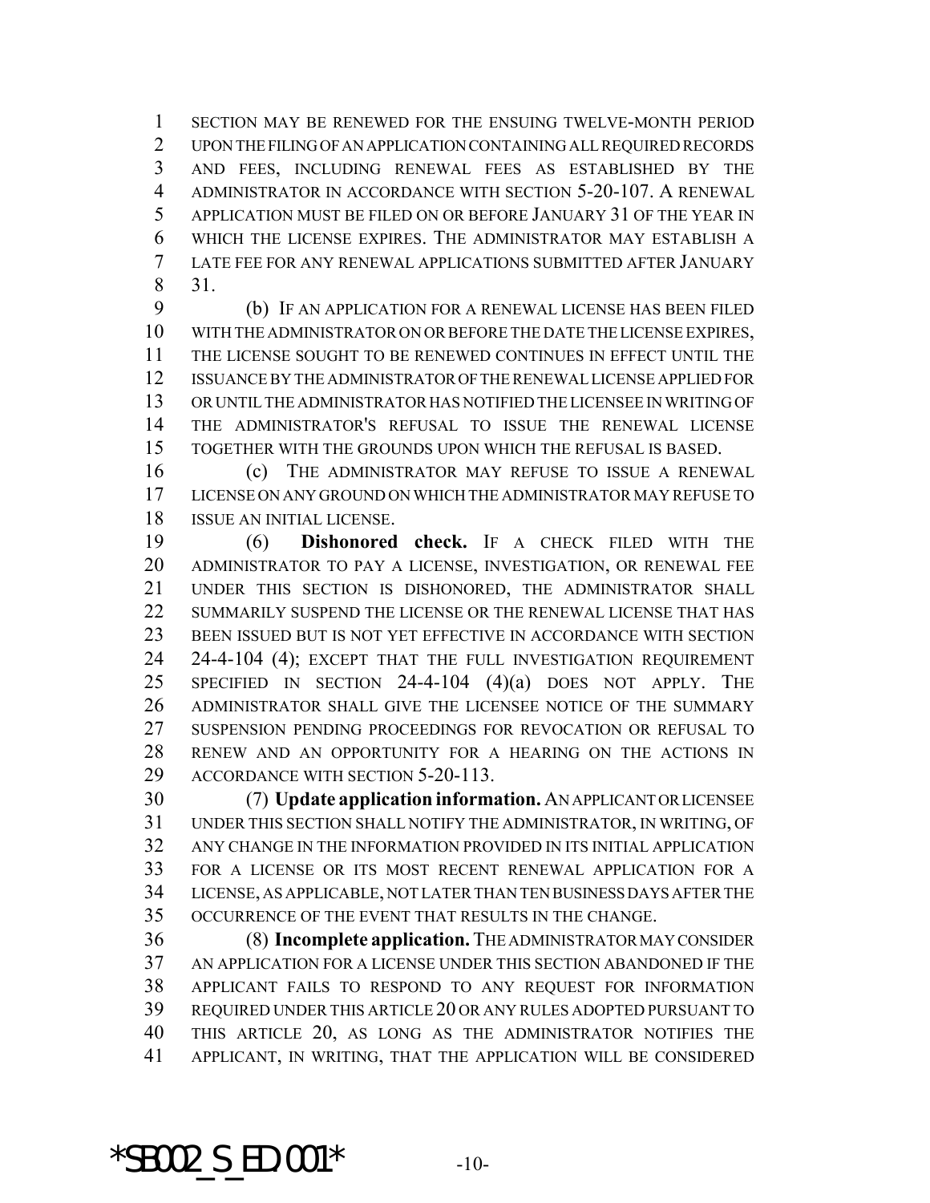SECTION MAY BE RENEWED FOR THE ENSUING TWELVE-MONTH PERIOD UPON THE FILING OF AN APPLICATION CONTAINING ALL REQUIRED RECORDS AND FEES, INCLUDING RENEWAL FEES AS ESTABLISHED BY THE ADMINISTRATOR IN ACCORDANCE WITH SECTION 5-20-107. A RENEWAL APPLICATION MUST BE FILED ON OR BEFORE JANUARY 31 OF THE YEAR IN WHICH THE LICENSE EXPIRES. THE ADMINISTRATOR MAY ESTABLISH A LATE FEE FOR ANY RENEWAL APPLICATIONS SUBMITTED AFTER JANUARY 31.

(b) IF AN APPLICATION FOR A RENEWAL LICENSE HAS BEEN FILED WITH THE ADMINISTRATOR ON OR BEFORE THE DATE THE LICENSE EXPIRES, THE LICENSE SOUGHT TO BE RENEWED CONTINUES IN EFFECT UNTIL THE ISSUANCE BY THE ADMINISTRATOR OF THE RENEWAL LICENSE APPLIED FOR OR UNTIL THE ADMINISTRATOR HAS NOTIFIED THE LICENSEE IN WRITING OF THE ADMINISTRATOR'S REFUSAL TO ISSUE THE RENEWAL LICENSE TOGETHER WITH THE GROUNDS UPON WHICH THE REFUSAL IS BASED.

(c) THE ADMINISTRATOR MAY REFUSE TO ISSUE A RENEWAL LICENSE ON ANY GROUND ON WHICH THE ADMINISTRATOR MAY REFUSE TO ISSUE AN INITIAL LICENSE.

(6) **Dishonored check.** IF A CHECK FILED WITH THE ADMINISTRATOR TO PAY A LICENSE, INVESTIGATION, OR RENEWAL FEE UNDER THIS SECTION IS DISHONORED, THE ADMINISTRATOR SHALL SUMMARILY SUSPEND THE LICENSE OR THE RENEWAL LICENSE THAT HAS BEEN ISSUED BUT IS NOT YET EFFECTIVE IN ACCORDANCE WITH SECTION 24-4-104 (4); EXCEPT THAT THE FULL INVESTIGATION REQUIREMENT SPECIFIED IN SECTION 24-4-104 (4)(a) DOES NOT APPLY. THE ADMINISTRATOR SHALL GIVE THE LICENSEE NOTICE OF THE SUMMARY SUSPENSION PENDING PROCEEDINGS FOR REVOCATION OR REFUSAL TO RENEW AND AN OPPORTUNITY FOR A HEARING ON THE ACTIONS IN ACCORDANCE WITH SECTION 5-20-113.

(7) **Update application information.** AN APPLICANT OR LICENSEE UNDER THIS SECTION SHALL NOTIFY THE ADMINISTRATOR, IN WRITING, OF ANY CHANGE IN THE INFORMATION PROVIDED IN ITS INITIAL APPLICATION FOR A LICENSE OR ITS MOST RECENT RENEWAL APPLICATION FOR A LICENSE, AS APPLICABLE, NOT LATER THAN TEN BUSINESS DAYS AFTER THE OCCURRENCE OF THE EVENT THAT RESULTS IN THE CHANGE.

(8) **Incomplete application.** THE ADMINISTRATOR MAY CONSIDER AN APPLICATION FOR A LICENSE UNDER THIS SECTION ABANDONED IF THE APPLICANT FAILS TO RESPOND TO ANY REQUEST FOR INFORMATION REQUIRED UNDER THIS ARTICLE 20 OR ANY RULES ADOPTED PURSUANT TO THIS ARTICLE 20, AS LONG AS THE ADMINISTRATOR NOTIFIES THE APPLICANT, IN WRITING, THAT THE APPLICATION WILL BE CONSIDERED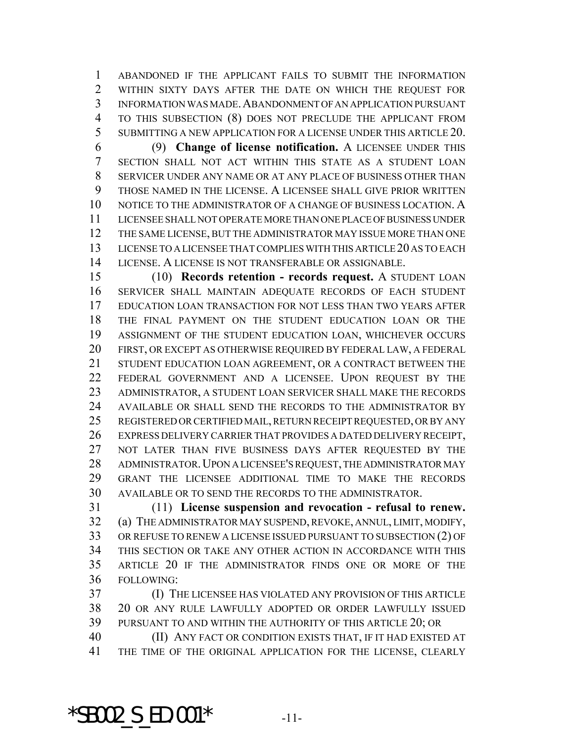ABANDONED IF THE APPLICANT FAILS TO SUBMIT THE INFORMATION WITHIN SIXTY DAYS AFTER THE DATE ON WHICH THE REQUEST FOR INFORMATION WAS MADE. ABANDONMENT OF AN APPLICATION PURSUANT TO THIS SUBSECTION (8) DOES NOT PRECLUDE THE APPLICANT FROM SUBMITTING A NEW APPLICATION FOR A LICENSE UNDER THIS ARTICLE 20.

(9) **Change of license notification.** A LICENSEE UNDER THIS SECTION SHALL NOT ACT WITHIN THIS STATE AS A STUDENT LOAN SERVICER UNDER ANY NAME OR AT ANY PLACE OF BUSINESS OTHER THAN THOSE NAMED IN THE LICENSE. A LICENSEE SHALL GIVE PRIOR WRITTEN NOTICE TO THE ADMINISTRATOR OF A CHANGE OF BUSINESS LOCATION. A LICENSEE SHALL NOT OPERATE MORE THAN ONE PLACE OF BUSINESS UNDER THE SAME LICENSE, BUT THE ADMINISTRATOR MAY ISSUE MORE THAN ONE LICENSE TO A LICENSEE THAT COMPLIES WITH THIS ARTICLE 20 AS TO EACH LICENSE. A LICENSE IS NOT TRANSFERABLE OR ASSIGNABLE.

(10) **Records retention - records request.** A STUDENT LOAN SERVICER SHALL MAINTAIN ADEQUATE RECORDS OF EACH STUDENT EDUCATION LOAN TRANSACTION FOR NOT LESS THAN TWO YEARS AFTER THE FINAL PAYMENT ON THE STUDENT EDUCATION LOAN OR THE ASSIGNMENT OF THE STUDENT EDUCATION LOAN, WHICHEVER OCCURS FIRST, OR EXCEPT AS OTHERWISE REQUIRED BY FEDERAL LAW, A FEDERAL STUDENT EDUCATION LOAN AGREEMENT, OR A CONTRACT BETWEEN THE FEDERAL GOVERNMENT AND A LICENSEE. UPON REQUEST BY THE ADMINISTRATOR, A STUDENT LOAN SERVICER SHALL MAKE THE RECORDS AVAILABLE OR SHALL SEND THE RECORDS TO THE ADMINISTRATOR BY REGISTERED OR CERTIFIED MAIL, RETURN RECEIPT REQUESTED, OR BY ANY EXPRESS DELIVERY CARRIER THAT PROVIDES A DATED DELIVERY RECEIPT, NOT LATER THAN FIVE BUSINESS DAYS AFTER REQUESTED BY THE ADMINISTRATOR. UPON A LICENSEE'S REQUEST, THE ADMINISTRATOR MAY GRANT THE LICENSEE ADDITIONAL TIME TO MAKE THE RECORDS AVAILABLE OR TO SEND THE RECORDS TO THE ADMINISTRATOR.

(11) **License suspension and revocation - refusal to renew.** (a) THE ADMINISTRATOR MAY SUSPEND, REVOKE, ANNUL, LIMIT, MODIFY, OR REFUSE TO RENEW A LICENSE ISSUED PURSUANT TO SUBSECTION (2) OF THIS SECTION OR TAKE ANY OTHER ACTION IN ACCORDANCE WITH THIS ARTICLE 20 IF THE ADMINISTRATOR FINDS ONE OR MORE OF THE FOLLOWING:

(I) THE LICENSEE HAS VIOLATED ANY PROVISION OF THIS ARTICLE 20 OR ANY RULE LAWFULLY ADOPTED OR ORDER LAWFULLY ISSUED PURSUANT TO AND WITHIN THE AUTHORITY OF THIS ARTICLE 20; OR

(II) ANY FACT OR CONDITION EXISTS THAT, IF IT HAD EXISTED AT THE TIME OF THE ORIGINAL APPLICATION FOR THE LICENSE, CLEARLY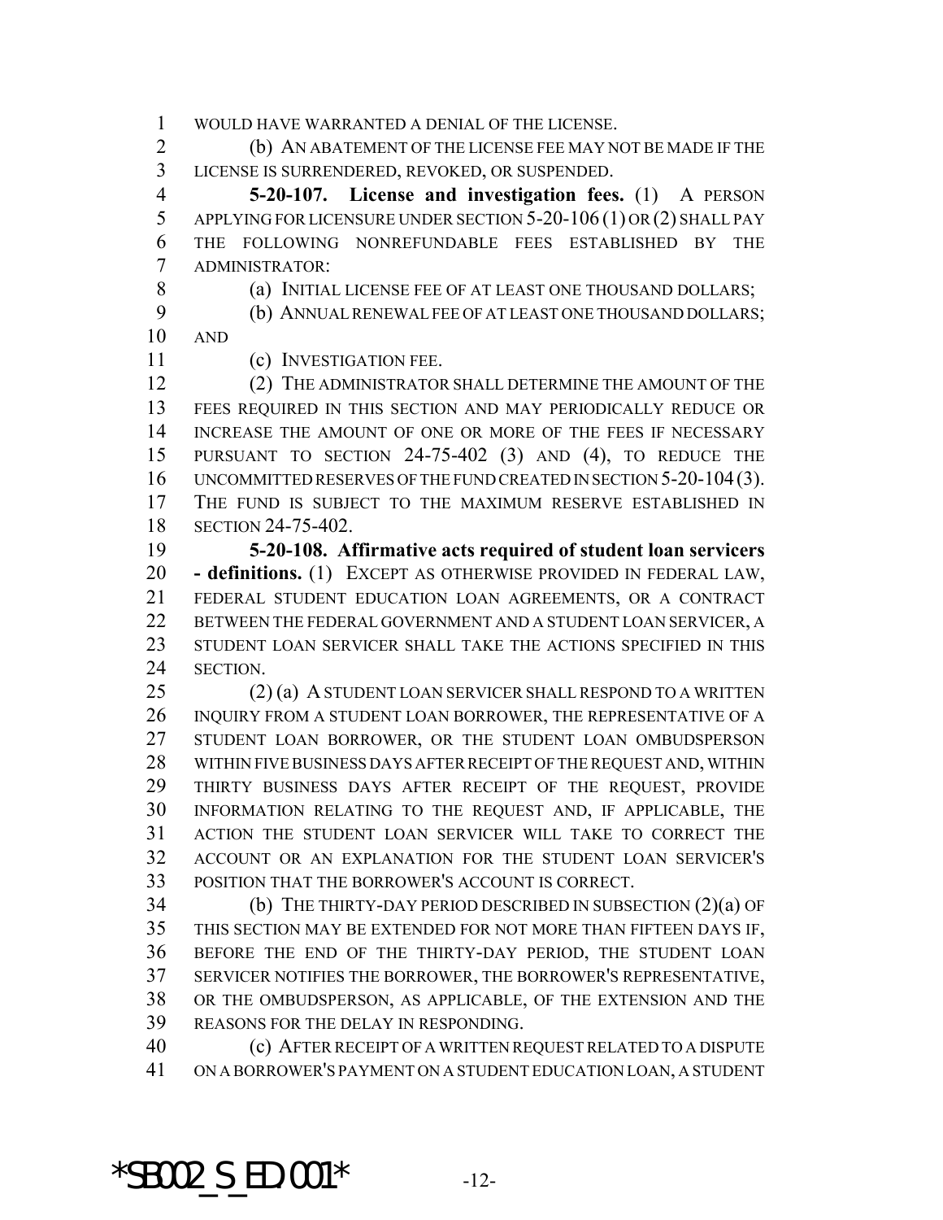WOULD HAVE WARRANTED A DENIAL OF THE LICENSE.

(b) AN ABATEMENT OF THE LICENSE FEE MAY NOT BE MADE IF THE LICENSE IS SURRENDERED, REVOKED, OR SUSPENDED.

**5-20-107. License and investigation fees.** (1) A PERSON APPLYING FOR LICENSURE UNDER SECTION 5-20-106 (1) OR (2) SHALL PAY THE FOLLOWING NONREFUNDABLE FEES ESTABLISHED BY THE ADMINISTRATOR:

(a) INITIAL LICENSE FEE OF AT LEAST ONE THOUSAND DOLLARS;

(b) ANNUAL RENEWAL FEE OF AT LEAST ONE THOUSAND DOLLARS; AND

(c) INVESTIGATION FEE.

(2) THE ADMINISTRATOR SHALL DETERMINE THE AMOUNT OF THE FEES REQUIRED IN THIS SECTION AND MAY PERIODICALLY REDUCE OR INCREASE THE AMOUNT OF ONE OR MORE OF THE FEES IF NECESSARY PURSUANT TO SECTION 24-75-402 (3) AND (4), TO REDUCE THE UNCOMMITTED RESERVES OF THE FUND CREATED IN SECTION 5-20-104 (3). THE FUND IS SUBJECT TO THE MAXIMUM RESERVE ESTABLISHED IN SECTION 24-75-402.

**5-20-108. Affirmative acts required of student loan servicers - definitions.** (1) EXCEPT AS OTHERWISE PROVIDED IN FEDERAL LAW, FEDERAL STUDENT EDUCATION LOAN AGREEMENTS, OR A CONTRACT BETWEEN THE FEDERAL GOVERNMENT AND A STUDENT LOAN SERVICER, A STUDENT LOAN SERVICER SHALL TAKE THE ACTIONS SPECIFIED IN THIS SECTION.

(2) (a) A STUDENT LOAN SERVICER SHALL RESPOND TO A WRITTEN INQUIRY FROM A STUDENT LOAN BORROWER, THE REPRESENTATIVE OF A STUDENT LOAN BORROWER, OR THE STUDENT LOAN OMBUDSPERSON WITHIN FIVE BUSINESS DAYS AFTER RECEIPT OF THE REQUEST AND, WITHIN THIRTY BUSINESS DAYS AFTER RECEIPT OF THE REQUEST, PROVIDE INFORMATION RELATING TO THE REQUEST AND, IF APPLICABLE, THE ACTION THE STUDENT LOAN SERVICER WILL TAKE TO CORRECT THE ACCOUNT OR AN EXPLANATION FOR THE STUDENT LOAN SERVICER'S POSITION THAT THE BORROWER'S ACCOUNT IS CORRECT.

(b) THE THIRTY-DAY PERIOD DESCRIBED IN SUBSECTION (2)(a) OF THIS SECTION MAY BE EXTENDED FOR NOT MORE THAN FIFTEEN DAYS IF, BEFORE THE END OF THE THIRTY-DAY PERIOD, THE STUDENT LOAN SERVICER NOTIFIES THE BORROWER, THE BORROWER'S REPRESENTATIVE, OR THE OMBUDSPERSON, AS APPLICABLE, OF THE EXTENSION AND THE REASONS FOR THE DELAY IN RESPONDING.

(c) AFTER RECEIPT OF A WRITTEN REQUEST RELATED TO A DISPUTE ON A BORROWER'S PAYMENT ON A STUDENT EDUCATION LOAN, A STUDENT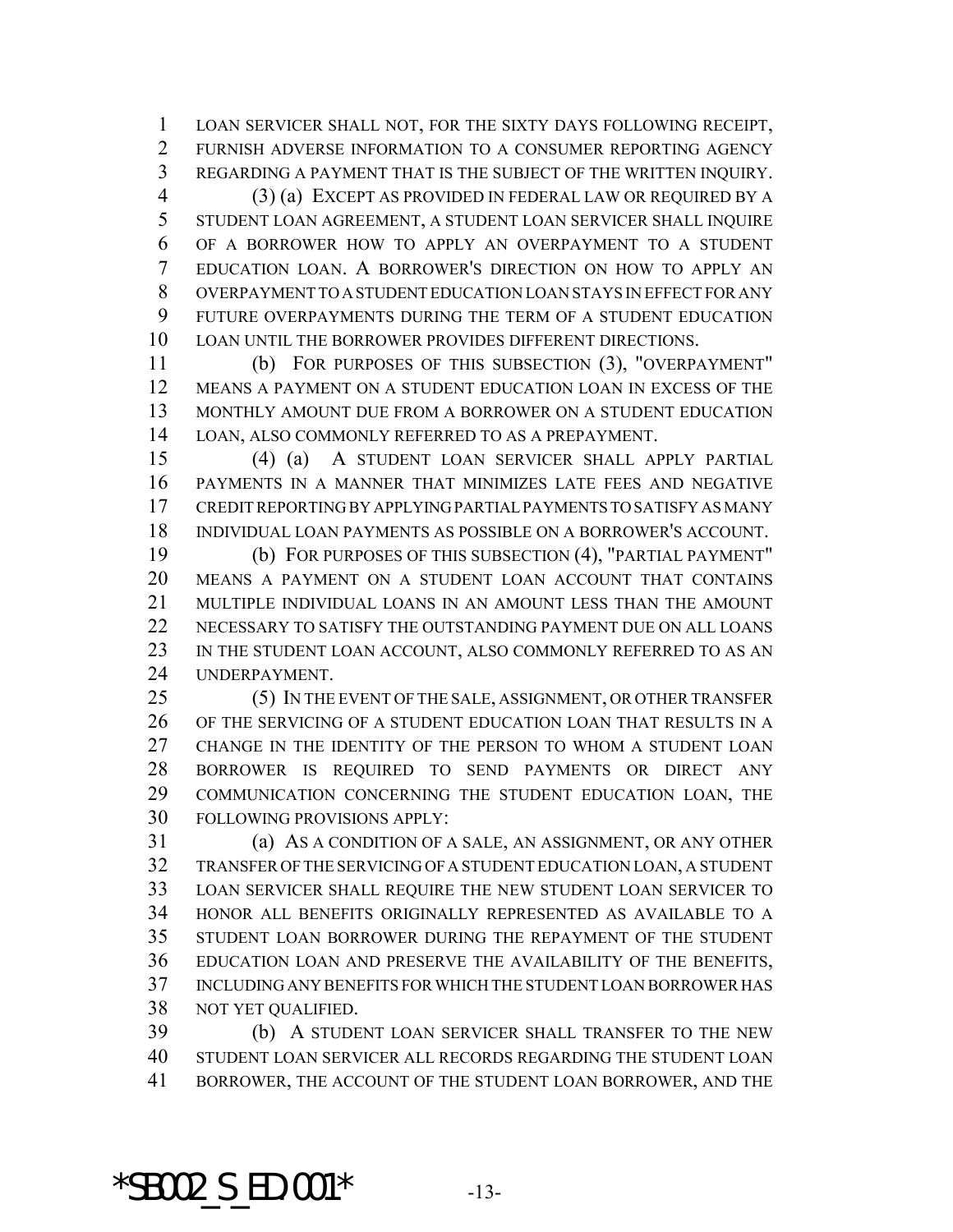LOAN SERVICER SHALL NOT, FOR THE SIXTY DAYS FOLLOWING RECEIPT, FURNISH ADVERSE INFORMATION TO A CONSUMER REPORTING AGENCY REGARDING A PAYMENT THAT IS THE SUBJECT OF THE WRITTEN INQUIRY.

(3) (a) EXCEPT AS PROVIDED IN FEDERAL LAW OR REQUIRED BY A STUDENT LOAN AGREEMENT, A STUDENT LOAN SERVICER SHALL INQUIRE OF A BORROWER HOW TO APPLY AN OVERPAYMENT TO A STUDENT EDUCATION LOAN. A BORROWER'S DIRECTION ON HOW TO APPLY AN OVERPAYMENT TO A STUDENT EDUCATION LOAN STAYS IN EFFECT FOR ANY FUTURE OVERPAYMENTS DURING THE TERM OF A STUDENT EDUCATION LOAN UNTIL THE BORROWER PROVIDES DIFFERENT DIRECTIONS.

(b) FOR PURPOSES OF THIS SUBSECTION (3), "OVERPAYMENT" MEANS A PAYMENT ON A STUDENT EDUCATION LOAN IN EXCESS OF THE MONTHLY AMOUNT DUE FROM A BORROWER ON A STUDENT EDUCATION LOAN, ALSO COMMONLY REFERRED TO AS A PREPAYMENT.

(4) (a) A STUDENT LOAN SERVICER SHALL APPLY PARTIAL PAYMENTS IN A MANNER THAT MINIMIZES LATE FEES AND NEGATIVE CREDIT REPORTING BY APPLYING PARTIAL PAYMENTS TO SATISFY AS MANY INDIVIDUAL LOAN PAYMENTS AS POSSIBLE ON A BORROWER'S ACCOUNT.

(b) FOR PURPOSES OF THIS SUBSECTION (4), "PARTIAL PAYMENT" MEANS A PAYMENT ON A STUDENT LOAN ACCOUNT THAT CONTAINS MULTIPLE INDIVIDUAL LOANS IN AN AMOUNT LESS THAN THE AMOUNT NECESSARY TO SATISFY THE OUTSTANDING PAYMENT DUE ON ALL LOANS IN THE STUDENT LOAN ACCOUNT, ALSO COMMONLY REFERRED TO AS AN UNDERPAYMENT.

(5) IN THE EVENT OF THE SALE, ASSIGNMENT, OR OTHER TRANSFER OF THE SERVICING OF A STUDENT EDUCATION LOAN THAT RESULTS IN A CHANGE IN THE IDENTITY OF THE PERSON TO WHOM A STUDENT LOAN BORROWER IS REQUIRED TO SEND PAYMENTS OR DIRECT ANY COMMUNICATION CONCERNING THE STUDENT EDUCATION LOAN, THE FOLLOWING PROVISIONS APPLY:

(a) AS A CONDITION OF A SALE, AN ASSIGNMENT, OR ANY OTHER TRANSFER OF THE SERVICING OF A STUDENT EDUCATION LOAN, A STUDENT LOAN SERVICER SHALL REQUIRE THE NEW STUDENT LOAN SERVICER TO HONOR ALL BENEFITS ORIGINALLY REPRESENTED AS AVAILABLE TO A STUDENT LOAN BORROWER DURING THE REPAYMENT OF THE STUDENT EDUCATION LOAN AND PRESERVE THE AVAILABILITY OF THE BENEFITS, INCLUDING ANY BENEFITS FOR WHICH THE STUDENT LOAN BORROWER HAS NOT YET QUALIFIED.

(b) A STUDENT LOAN SERVICER SHALL TRANSFER TO THE NEW STUDENT LOAN SERVICER ALL RECORDS REGARDING THE STUDENT LOAN BORROWER, THE ACCOUNT OF THE STUDENT LOAN BORROWER, AND THE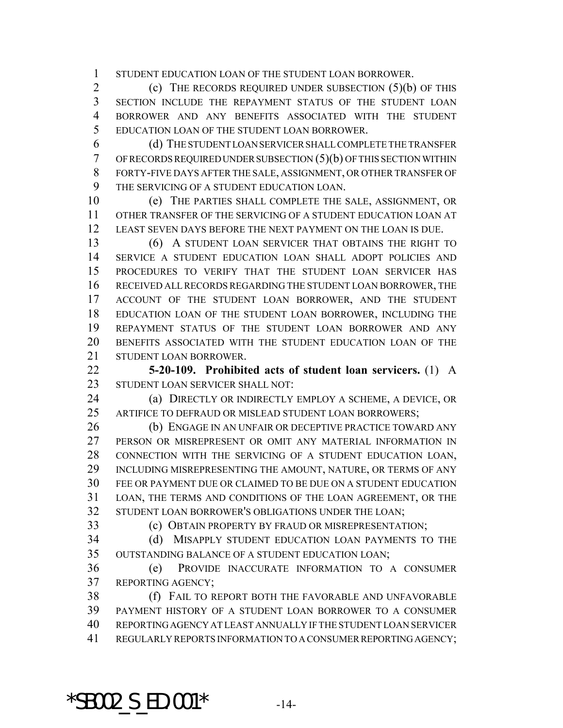STUDENT EDUCATION LOAN OF THE STUDENT LOAN BORROWER.

(c) THE RECORDS REQUIRED UNDER SUBSECTION (5)(b) OF THIS SECTION INCLUDE THE REPAYMENT STATUS OF THE STUDENT LOAN BORROWER AND ANY BENEFITS ASSOCIATED WITH THE STUDENT EDUCATION LOAN OF THE STUDENT LOAN BORROWER.

(d) THE STUDENT LOAN SERVICER SHALL COMPLETE THE TRANSFER OF RECORDS REQUIRED UNDER SUBSECTION (5)(b) OF THIS SECTION WITHIN FORTY-FIVE DAYS AFTER THE SALE, ASSIGNMENT, OR OTHER TRANSFER OF THE SERVICING OF A STUDENT EDUCATION LOAN.

(e) THE PARTIES SHALL COMPLETE THE SALE, ASSIGNMENT, OR OTHER TRANSFER OF THE SERVICING OF A STUDENT EDUCATION LOAN AT LEAST SEVEN DAYS BEFORE THE NEXT PAYMENT ON THE LOAN IS DUE.

(6) A STUDENT LOAN SERVICER THAT OBTAINS THE RIGHT TO SERVICE A STUDENT EDUCATION LOAN SHALL ADOPT POLICIES AND PROCEDURES TO VERIFY THAT THE STUDENT LOAN SERVICER HAS RECEIVED ALL RECORDS REGARDING THE STUDENT LOAN BORROWER, THE ACCOUNT OF THE STUDENT LOAN BORROWER, AND THE STUDENT EDUCATION LOAN OF THE STUDENT LOAN BORROWER, INCLUDING THE REPAYMENT STATUS OF THE STUDENT LOAN BORROWER AND ANY BENEFITS ASSOCIATED WITH THE STUDENT EDUCATION LOAN OF THE STUDENT LOAN BORROWER.

**5-20-109. Prohibited acts of student loan servicers.** (1) A STUDENT LOAN SERVICER SHALL NOT:

(a) DIRECTLY OR INDIRECTLY EMPLOY A SCHEME, A DEVICE, OR ARTIFICE TO DEFRAUD OR MISLEAD STUDENT LOAN BORROWERS;

(b) ENGAGE IN AN UNFAIR OR DECEPTIVE PRACTICE TOWARD ANY PERSON OR MISREPRESENT OR OMIT ANY MATERIAL INFORMATION IN CONNECTION WITH THE SERVICING OF A STUDENT EDUCATION LOAN, INCLUDING MISREPRESENTING THE AMOUNT, NATURE, OR TERMS OF ANY FEE OR PAYMENT DUE OR CLAIMED TO BE DUE ON A STUDENT EDUCATION LOAN, THE TERMS AND CONDITIONS OF THE LOAN AGREEMENT, OR THE STUDENT LOAN BORROWER'S OBLIGATIONS UNDER THE LOAN;

(c) OBTAIN PROPERTY BY FRAUD OR MISREPRESENTATION;

(d) MISAPPLY STUDENT EDUCATION LOAN PAYMENTS TO THE OUTSTANDING BALANCE OF A STUDENT EDUCATION LOAN;

(e) PROVIDE INACCURATE INFORMATION TO A CONSUMER REPORTING AGENCY;

(f) FAIL TO REPORT BOTH THE FAVORABLE AND UNFAVORABLE PAYMENT HISTORY OF A STUDENT LOAN BORROWER TO A CONSUMER REPORTING AGENCY AT LEAST ANNUALLY IF THE STUDENT LOAN SERVICER REGULARLY REPORTS INFORMATION TO A CONSUMER REPORTING AGENCY;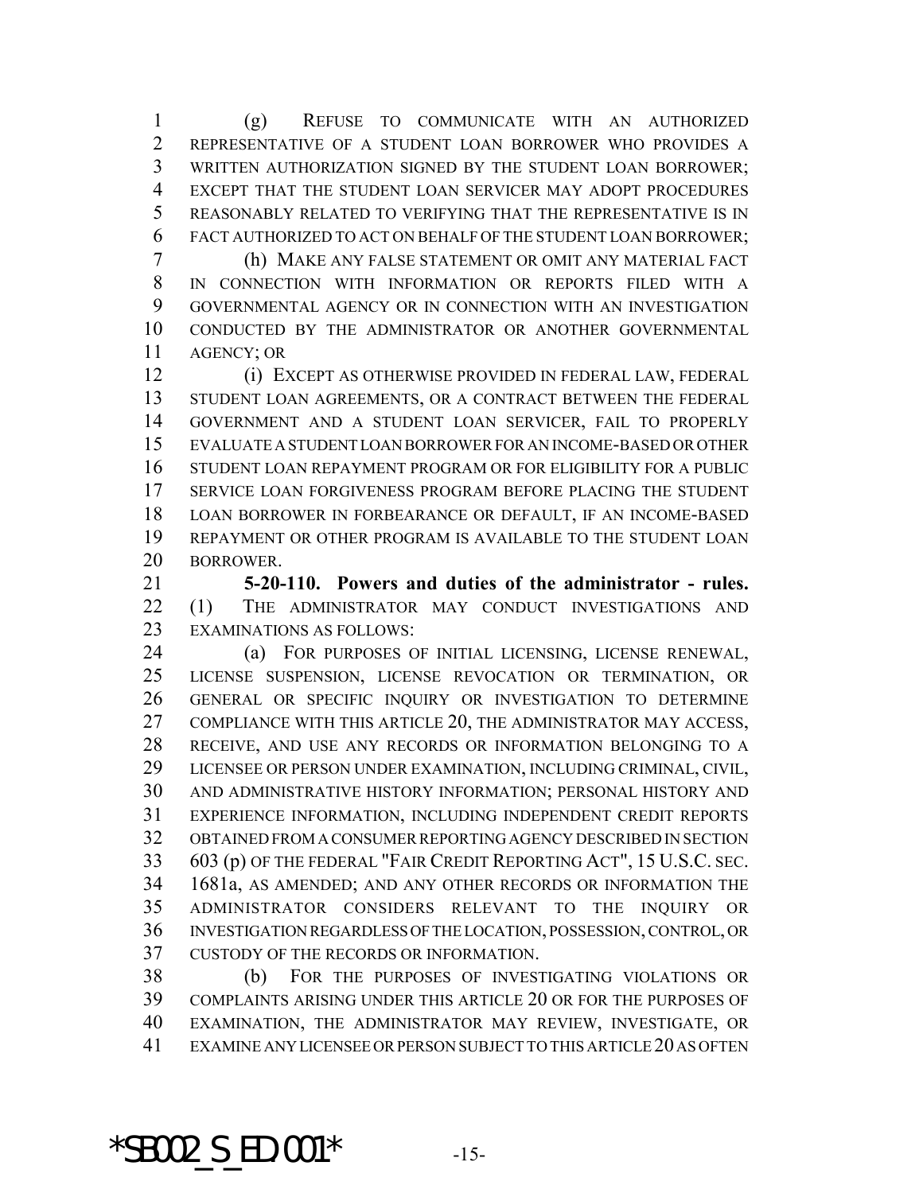(g) REFUSE TO COMMUNICATE WITH AN AUTHORIZED REPRESENTATIVE OF A STUDENT LOAN BORROWER WHO PROVIDES A WRITTEN AUTHORIZATION SIGNED BY THE STUDENT LOAN BORROWER; EXCEPT THAT THE STUDENT LOAN SERVICER MAY ADOPT PROCEDURES REASONABLY RELATED TO VERIFYING THAT THE REPRESENTATIVE IS IN FACT AUTHORIZED TO ACT ON BEHALF OF THE STUDENT LOAN BORROWER;

(h) MAKE ANY FALSE STATEMENT OR OMIT ANY MATERIAL FACT IN CONNECTION WITH INFORMATION OR REPORTS FILED WITH A GOVERNMENTAL AGENCY OR IN CONNECTION WITH AN INVESTIGATION CONDUCTED BY THE ADMINISTRATOR OR ANOTHER GOVERNMENTAL AGENCY; OR

(i) EXCEPT AS OTHERWISE PROVIDED IN FEDERAL LAW, FEDERAL STUDENT LOAN AGREEMENTS, OR A CONTRACT BETWEEN THE FEDERAL GOVERNMENT AND A STUDENT LOAN SERVICER, FAIL TO PROPERLY EVALUATE A STUDENT LOAN BORROWER FOR AN INCOME-BASED OR OTHER STUDENT LOAN REPAYMENT PROGRAM OR FOR ELIGIBILITY FOR A PUBLIC SERVICE LOAN FORGIVENESS PROGRAM BEFORE PLACING THE STUDENT LOAN BORROWER IN FORBEARANCE OR DEFAULT, IF AN INCOME-BASED REPAYMENT OR OTHER PROGRAM IS AVAILABLE TO THE STUDENT LOAN BORROWER.

**5-20-110. Powers and duties of the administrator - rules.** (1) THE ADMINISTRATOR MAY CONDUCT INVESTIGATIONS AND EXAMINATIONS AS FOLLOWS:

(a) FOR PURPOSES OF INITIAL LICENSING, LICENSE RENEWAL, LICENSE SUSPENSION, LICENSE REVOCATION OR TERMINATION, OR GENERAL OR SPECIFIC INQUIRY OR INVESTIGATION TO DETERMINE COMPLIANCE WITH THIS ARTICLE 20, THE ADMINISTRATOR MAY ACCESS, RECEIVE, AND USE ANY RECORDS OR INFORMATION BELONGING TO A LICENSEE OR PERSON UNDER EXAMINATION, INCLUDING CRIMINAL, CIVIL, AND ADMINISTRATIVE HISTORY INFORMATION; PERSONAL HISTORY AND EXPERIENCE INFORMATION, INCLUDING INDEPENDENT CREDIT REPORTS OBTAINED FROM A CONSUMER REPORTING AGENCY DESCRIBED IN SECTION 603 (p) OF THE FEDERAL "FAIR CREDIT REPORTING ACT", 15 U.S.C. SEC. 1681a, AS AMENDED; AND ANY OTHER RECORDS OR INFORMATION THE ADMINISTRATOR CONSIDERS RELEVANT TO THE INQUIRY OR INVESTIGATION REGARDLESS OF THE LOCATION, POSSESSION, CONTROL, OR CUSTODY OF THE RECORDS OR INFORMATION.

(b) FOR THE PURPOSES OF INVESTIGATING VIOLATIONS OR COMPLAINTS ARISING UNDER THIS ARTICLE 20 OR FOR THE PURPOSES OF EXAMINATION, THE ADMINISTRATOR MAY REVIEW, INVESTIGATE, OR EXAMINE ANY LICENSEE OR PERSON SUBJECT TO THIS ARTICLE 20 AS OFTEN

*SB002_S_ED.001*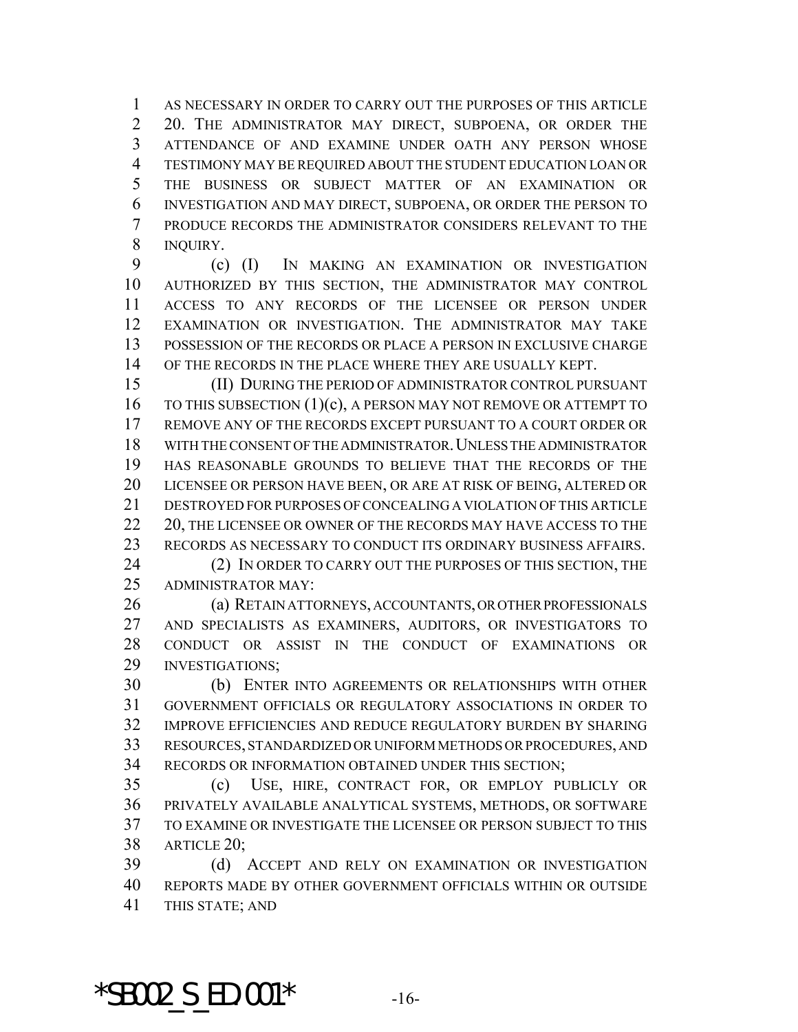AS NECESSARY IN ORDER TO CARRY OUT THE PURPOSES OF THIS ARTICLE 20. THE ADMINISTRATOR MAY DIRECT, SUBPOENA, OR ORDER THE ATTENDANCE OF AND EXAMINE UNDER OATH ANY PERSON WHOSE TESTIMONY MAY BE REQUIRED ABOUT THE STUDENT EDUCATION LOAN OR THE BUSINESS OR SUBJECT MATTER OF AN EXAMINATION OR INVESTIGATION AND MAY DIRECT, SUBPOENA, OR ORDER THE PERSON TO PRODUCE RECORDS THE ADMINISTRATOR CONSIDERS RELEVANT TO THE INQUIRY.

(c) (I) IN MAKING AN EXAMINATION OR INVESTIGATION AUTHORIZED BY THIS SECTION, THE ADMINISTRATOR MAY CONTROL ACCESS TO ANY RECORDS OF THE LICENSEE OR PERSON UNDER EXAMINATION OR INVESTIGATION. THE ADMINISTRATOR MAY TAKE POSSESSION OF THE RECORDS OR PLACE A PERSON IN EXCLUSIVE CHARGE OF THE RECORDS IN THE PLACE WHERE THEY ARE USUALLY KEPT.

(II) DURING THE PERIOD OF ADMINISTRATOR CONTROL PURSUANT TO THIS SUBSECTION (1)(c), A PERSON MAY NOT REMOVE OR ATTEMPT TO REMOVE ANY OF THE RECORDS EXCEPT PURSUANT TO A COURT ORDER OR WITH THE CONSENT OF THE ADMINISTRATOR. UNLESS THE ADMINISTRATOR HAS REASONABLE GROUNDS TO BELIEVE THAT THE RECORDS OF THE LICENSEE OR PERSON HAVE BEEN, OR ARE AT RISK OF BEING, ALTERED OR DESTROYED FOR PURPOSES OF CONCEALING A VIOLATION OF THIS ARTICLE 20, THE LICENSEE OR OWNER OF THE RECORDS MAY HAVE ACCESS TO THE RECORDS AS NECESSARY TO CONDUCT ITS ORDINARY BUSINESS AFFAIRS.

(2) IN ORDER TO CARRY OUT THE PURPOSES OF THIS SECTION, THE ADMINISTRATOR MAY:

(a) RETAIN ATTORNEYS, ACCOUNTANTS, OR OTHER PROFESSIONALS AND SPECIALISTS AS EXAMINERS, AUDITORS, OR INVESTIGATORS TO CONDUCT OR ASSIST IN THE CONDUCT OF EXAMINATIONS OR INVESTIGATIONS;

(b) ENTER INTO AGREEMENTS OR RELATIONSHIPS WITH OTHER GOVERNMENT OFFICIALS OR REGULATORY ASSOCIATIONS IN ORDER TO IMPROVE EFFICIENCIES AND REDUCE REGULATORY BURDEN BY SHARING RESOURCES, STANDARDIZED OR UNIFORM METHODS OR PROCEDURES, AND RECORDS OR INFORMATION OBTAINED UNDER THIS SECTION;

(c) USE, HIRE, CONTRACT FOR, OR EMPLOY PUBLICLY OR PRIVATELY AVAILABLE ANALYTICAL SYSTEMS, METHODS, OR SOFTWARE TO EXAMINE OR INVESTIGATE THE LICENSEE OR PERSON SUBJECT TO THIS ARTICLE 20;

(d) ACCEPT AND RELY ON EXAMINATION OR INVESTIGATION REPORTS MADE BY OTHER GOVERNMENT OFFICIALS WITHIN OR OUTSIDE THIS STATE; AND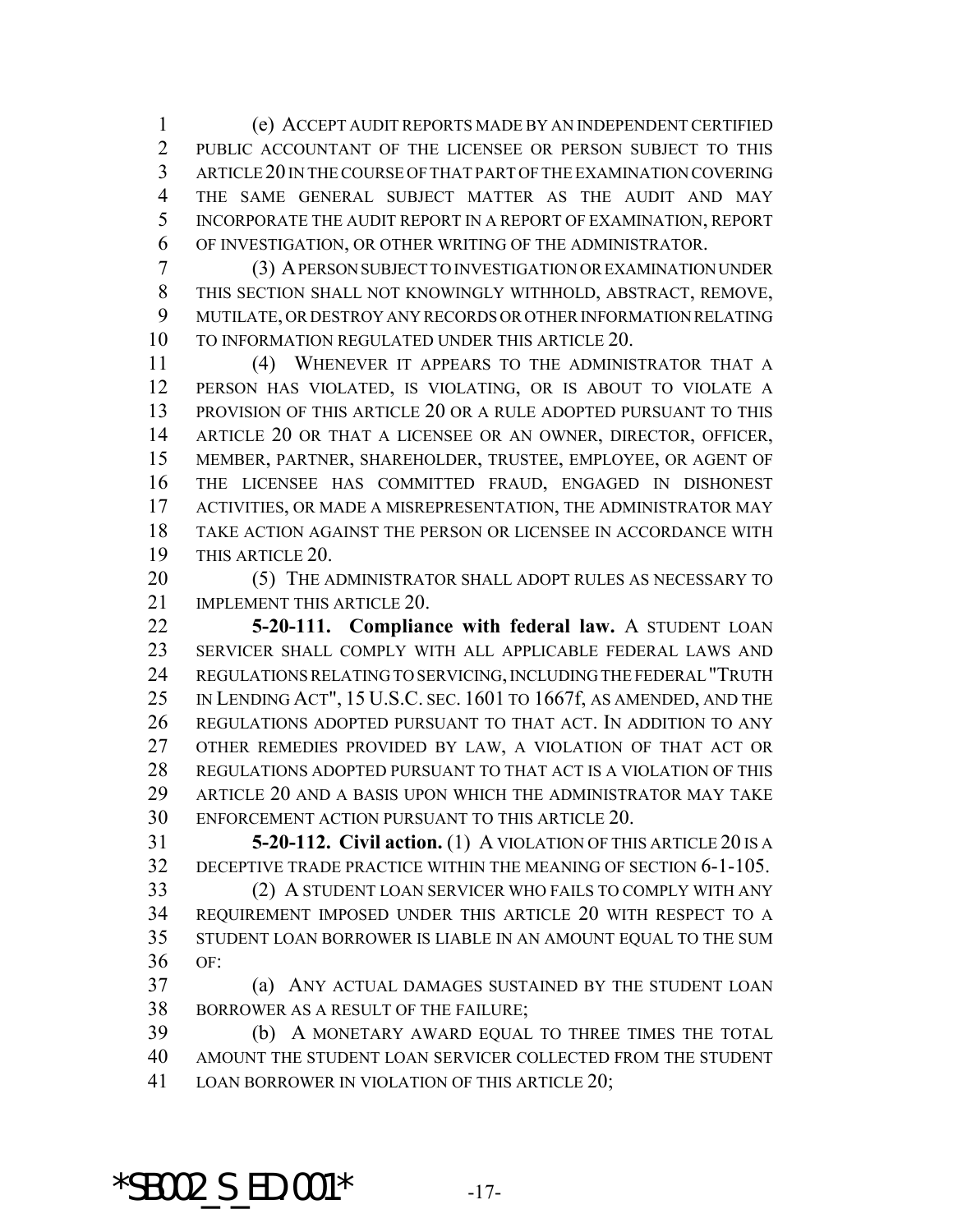(e) ACCEPT AUDIT REPORTS MADE BY AN INDEPENDENT CERTIFIED PUBLIC ACCOUNTANT OF THE LICENSEE OR PERSON SUBJECT TO THIS ARTICLE 20 IN THE COURSE OF THAT PART OF THE EXAMINATION COVERING THE SAME GENERAL SUBJECT MATTER AS THE AUDIT AND MAY INCORPORATE THE AUDIT REPORT IN A REPORT OF EXAMINATION, REPORT OF INVESTIGATION, OR OTHER WRITING OF THE ADMINISTRATOR.

(3) A PERSON SUBJECT TO INVESTIGATION OR EXAMINATION UNDER THIS SECTION SHALL NOT KNOWINGLY WITHHOLD, ABSTRACT, REMOVE, MUTILATE, OR DESTROY ANY RECORDS OR OTHER INFORMATION RELATING TO INFORMATION REGULATED UNDER THIS ARTICLE 20.

(4) WHENEVER IT APPEARS TO THE ADMINISTRATOR THAT A PERSON HAS VIOLATED, IS VIOLATING, OR IS ABOUT TO VIOLATE A PROVISION OF THIS ARTICLE 20 OR A RULE ADOPTED PURSUANT TO THIS ARTICLE 20 OR THAT A LICENSEE OR AN OWNER, DIRECTOR, OFFICER, MEMBER, PARTNER, SHAREHOLDER, TRUSTEE, EMPLOYEE, OR AGENT OF THE LICENSEE HAS COMMITTED FRAUD, ENGAGED IN DISHONEST ACTIVITIES, OR MADE A MISREPRESENTATION, THE ADMINISTRATOR MAY TAKE ACTION AGAINST THE PERSON OR LICENSEE IN ACCORDANCE WITH THIS ARTICLE 20.

(5) THE ADMINISTRATOR SHALL ADOPT RULES AS NECESSARY TO IMPLEMENT THIS ARTICLE 20.

**5-20-111. Compliance with federal law.** A STUDENT LOAN SERVICER SHALL COMPLY WITH ALL APPLICABLE FEDERAL LAWS AND REGULATIONS RELATING TO SERVICING, INCLUDING THE FEDERAL "TRUTH IN LENDING ACT", 15 U.S.C. SEC. 1601 TO 1667f, AS AMENDED, AND THE REGULATIONS ADOPTED PURSUANT TO THAT ACT. IN ADDITION TO ANY OTHER REMEDIES PROVIDED BY LAW, A VIOLATION OF THAT ACT OR REGULATIONS ADOPTED PURSUANT TO THAT ACT IS A VIOLATION OF THIS ARTICLE 20 AND A BASIS UPON WHICH THE ADMINISTRATOR MAY TAKE ENFORCEMENT ACTION PURSUANT TO THIS ARTICLE 20.

**5-20-112. Civil action.** (1) A VIOLATION OF THIS ARTICLE 20 IS A DECEPTIVE TRADE PRACTICE WITHIN THE MEANING OF SECTION 6-1-105.

(2) A STUDENT LOAN SERVICER WHO FAILS TO COMPLY WITH ANY REQUIREMENT IMPOSED UNDER THIS ARTICLE 20 WITH RESPECT TO A STUDENT LOAN BORROWER IS LIABLE IN AN AMOUNT EQUAL TO THE SUM OF:

(a) ANY ACTUAL DAMAGES SUSTAINED BY THE STUDENT LOAN BORROWER AS A RESULT OF THE FAILURE;

(b) A MONETARY AWARD EQUAL TO THREE TIMES THE TOTAL AMOUNT THE STUDENT LOAN SERVICER COLLECTED FROM THE STUDENT LOAN BORROWER IN VIOLATION OF THIS ARTICLE 20;

*SB002_S_ED.001*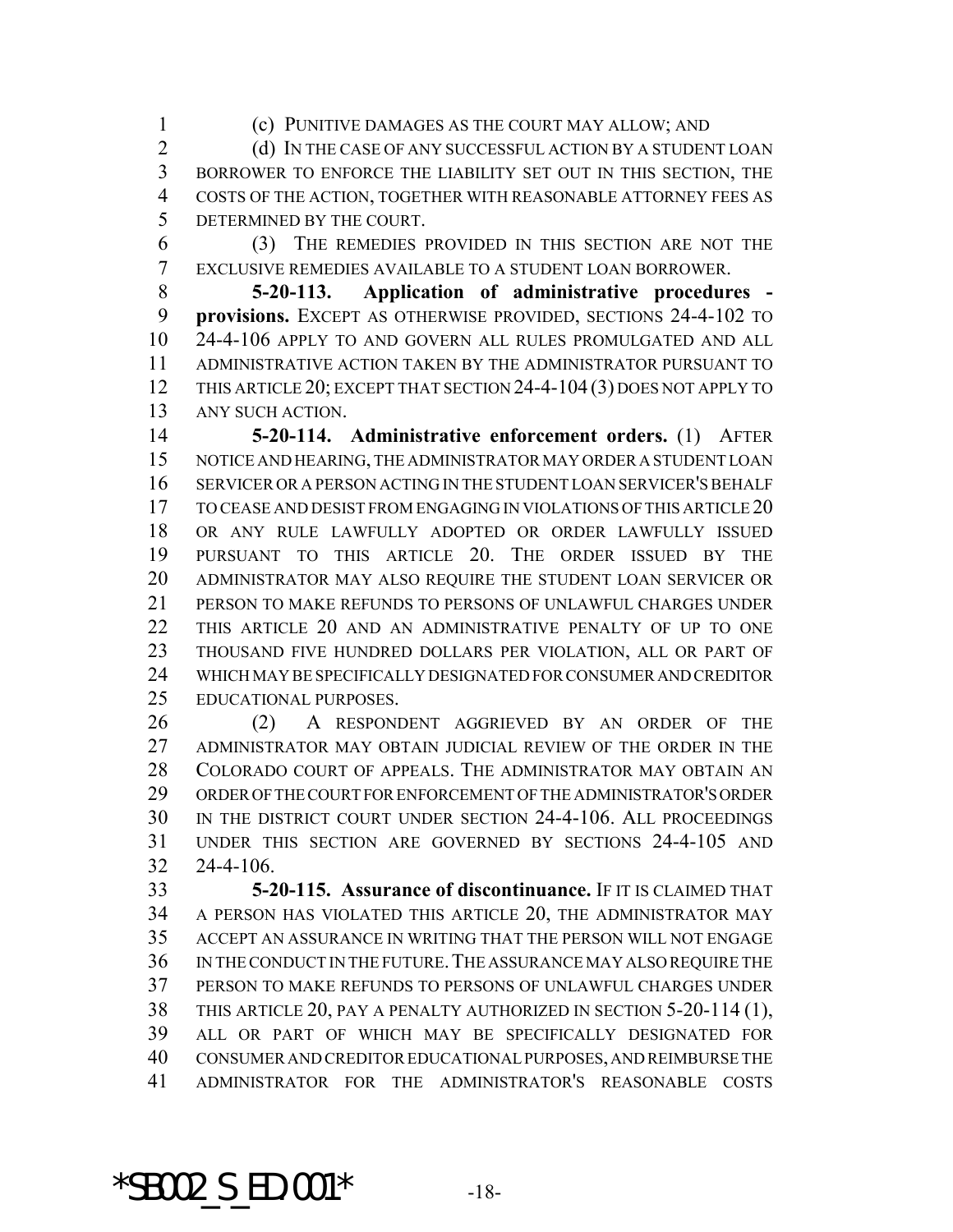(c) PUNITIVE DAMAGES AS THE COURT MAY ALLOW; AND

(d) IN THE CASE OF ANY SUCCESSFUL ACTION BY A STUDENT LOAN BORROWER TO ENFORCE THE LIABILITY SET OUT IN THIS SECTION, THE COSTS OF THE ACTION, TOGETHER WITH REASONABLE ATTORNEY FEES AS DETERMINED BY THE COURT.

(3) THE REMEDIES PROVIDED IN THIS SECTION ARE NOT THE EXCLUSIVE REMEDIES AVAILABLE TO A STUDENT LOAN BORROWER.

**5-20-113. Application of administrative procedures - provisions.** EXCEPT AS OTHERWISE PROVIDED, SECTIONS 24-4-102 TO 24-4-106 APPLY TO AND GOVERN ALL RULES PROMULGATED AND ALL ADMINISTRATIVE ACTION TAKEN BY THE ADMINISTRATOR PURSUANT TO THIS ARTICLE 20; EXCEPT THAT SECTION 24-4-104 (3) DOES NOT APPLY TO ANY SUCH ACTION.

**5-20-114. Administrative enforcement orders.** (1) AFTER NOTICE AND HEARING, THE ADMINISTRATOR MAY ORDER A STUDENT LOAN SERVICER OR A PERSON ACTING IN THE STUDENT LOAN SERVICER'S BEHALF TO CEASE AND DESIST FROM ENGAGING IN VIOLATIONS OF THIS ARTICLE 20 OR ANY RULE LAWFULLY ADOPTED OR ORDER LAWFULLY ISSUED PURSUANT TO THIS ARTICLE 20. THE ORDER ISSUED BY THE ADMINISTRATOR MAY ALSO REQUIRE THE STUDENT LOAN SERVICER OR PERSON TO MAKE REFUNDS TO PERSONS OF UNLAWFUL CHARGES UNDER THIS ARTICLE 20 AND AN ADMINISTRATIVE PENALTY OF UP TO ONE THOUSAND FIVE HUNDRED DOLLARS PER VIOLATION, ALL OR PART OF WHICH MAY BE SPECIFICALLY DESIGNATED FOR CONSUMER AND CREDITOR EDUCATIONAL PURPOSES.

(2) A RESPONDENT AGGRIEVED BY AN ORDER OF THE ADMINISTRATOR MAY OBTAIN JUDICIAL REVIEW OF THE ORDER IN THE COLORADO COURT OF APPEALS. THE ADMINISTRATOR MAY OBTAIN AN ORDER OF THE COURT FOR ENFORCEMENT OF THE ADMINISTRATOR'S ORDER IN THE DISTRICT COURT UNDER SECTION 24-4-106. ALL PROCEEDINGS UNDER THIS SECTION ARE GOVERNED BY SECTIONS 24-4-105 AND 24-4-106.

**5-20-115. Assurance of discontinuance.** IF IT IS CLAIMED THAT A PERSON HAS VIOLATED THIS ARTICLE 20, THE ADMINISTRATOR MAY ACCEPT AN ASSURANCE IN WRITING THAT THE PERSON WILL NOT ENGAGE IN THE CONDUCT IN THE FUTURE. THE ASSURANCE MAY ALSO REQUIRE THE PERSON TO MAKE REFUNDS TO PERSONS OF UNLAWFUL CHARGES UNDER THIS ARTICLE 20, PAY A PENALTY AUTHORIZED IN SECTION 5-20-114 (1), ALL OR PART OF WHICH MAY BE SPECIFICALLY DESIGNATED FOR CONSUMER AND CREDITOR EDUCATIONAL PURPOSES, AND REIMBURSE THE ADMINISTRATOR FOR THE ADMINISTRATOR'S REASONABLE COSTS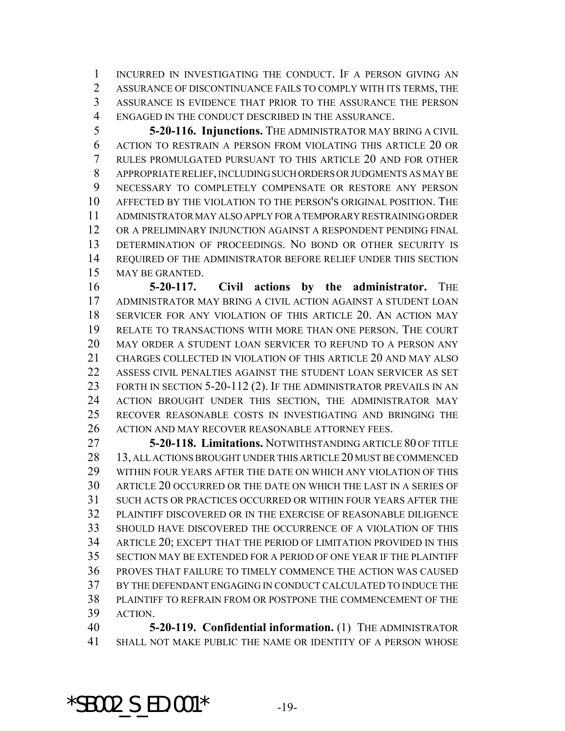INCURRED IN INVESTIGATING THE CONDUCT. IF A PERSON GIVING AN ASSURANCE OF DISCONTINUANCE FAILS TO COMPLY WITH ITS TERMS, THE ASSURANCE IS EVIDENCE THAT PRIOR TO THE ASSURANCE THE PERSON ENGAGED IN THE CONDUCT DESCRIBED IN THE ASSURANCE.

**5-20-116. Injunctions.** THE ADMINISTRATOR MAY BRING A CIVIL ACTION TO RESTRAIN A PERSON FROM VIOLATING THIS ARTICLE 20 OR RULES PROMULGATED PURSUANT TO THIS ARTICLE 20 AND FOR OTHER APPROPRIATE RELIEF, INCLUDING SUCH ORDERS OR JUDGMENTS AS MAY BE NECESSARY TO COMPLETELY COMPENSATE OR RESTORE ANY PERSON AFFECTED BY THE VIOLATION TO THE PERSON'S ORIGINAL POSITION. THE ADMINISTRATOR MAY ALSO APPLY FOR A TEMPORARY RESTRAINING ORDER OR A PRELIMINARY INJUNCTION AGAINST A RESPONDENT PENDING FINAL DETERMINATION OF PROCEEDINGS. NO BOND OR OTHER SECURITY IS REQUIRED OF THE ADMINISTRATOR BEFORE RELIEF UNDER THIS SECTION MAY BE GRANTED.

**5-20-117. Civil actions by the administrator.** THE ADMINISTRATOR MAY BRING A CIVIL ACTION AGAINST A STUDENT LOAN SERVICER FOR ANY VIOLATION OF THIS ARTICLE 20. AN ACTION MAY RELATE TO TRANSACTIONS WITH MORE THAN ONE PERSON. THE COURT MAY ORDER A STUDENT LOAN SERVICER TO REFUND TO A PERSON ANY CHARGES COLLECTED IN VIOLATION OF THIS ARTICLE 20 AND MAY ALSO ASSESS CIVIL PENALTIES AGAINST THE STUDENT LOAN SERVICER AS SET FORTH IN SECTION 5-20-112 (2). IF THE ADMINISTRATOR PREVAILS IN AN ACTION BROUGHT UNDER THIS SECTION, THE ADMINISTRATOR MAY RECOVER REASONABLE COSTS IN INVESTIGATING AND BRINGING THE ACTION AND MAY RECOVER REASONABLE ATTORNEY FEES.

**5-20-118. Limitations.** NOTWITHSTANDING ARTICLE 80 OF TITLE 13, ALL ACTIONS BROUGHT UNDER THIS ARTICLE 20 MUST BE COMMENCED WITHIN FOUR YEARS AFTER THE DATE ON WHICH ANY VIOLATION OF THIS ARTICLE 20 OCCURRED OR THE DATE ON WHICH THE LAST IN A SERIES OF SUCH ACTS OR PRACTICES OCCURRED OR WITHIN FOUR YEARS AFTER THE PLAINTIFF DISCOVERED OR IN THE EXERCISE OF REASONABLE DILIGENCE SHOULD HAVE DISCOVERED THE OCCURRENCE OF A VIOLATION OF THIS ARTICLE 20; EXCEPT THAT THE PERIOD OF LIMITATION PROVIDED IN THIS SECTION MAY BE EXTENDED FOR A PERIOD OF ONE YEAR IF THE PLAINTIFF PROVES THAT FAILURE TO TIMELY COMMENCE THE ACTION WAS CAUSED BY THE DEFENDANT ENGAGING IN CONDUCT CALCULATED TO INDUCE THE PLAINTIFF TO REFRAIN FROM OR POSTPONE THE COMMENCEMENT OF THE ACTION.

**5-20-119. Confidential information.** (1) THE ADMINISTRATOR SHALL NOT MAKE PUBLIC THE NAME OR IDENTITY OF A PERSON WHOSE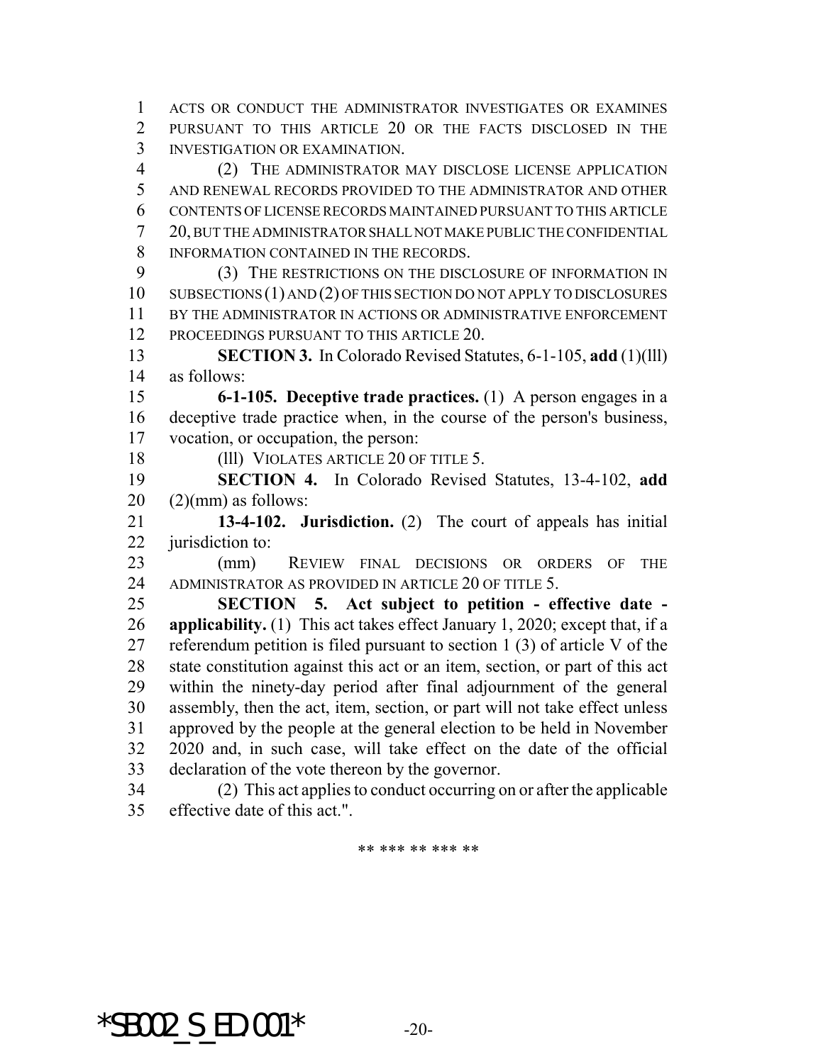ACTS OR CONDUCT THE ADMINISTRATOR INVESTIGATES OR EXAMINES PURSUANT TO THIS ARTICLE 20 OR THE FACTS DISCLOSED IN THE INVESTIGATION OR EXAMINATION.

(2) THE ADMINISTRATOR MAY DISCLOSE LICENSE APPLICATION AND RENEWAL RECORDS PROVIDED TO THE ADMINISTRATOR AND OTHER CONTENTS OF LICENSE RECORDS MAINTAINED PURSUANT TO THIS ARTICLE 20, BUT THE ADMINISTRATOR SHALL NOT MAKE PUBLIC THE CONFIDENTIAL INFORMATION CONTAINED IN THE RECORDS.

(3) THE RESTRICTIONS ON THE DISCLOSURE OF INFORMATION IN SUBSECTIONS (1) AND (2) OF THIS SECTION DO NOT APPLY TO DISCLOSURES BY THE ADMINISTRATOR IN ACTIONS OR ADMINISTRATIVE ENFORCEMENT PROCEEDINGS PURSUANT TO THIS ARTICLE 20.

**SECTION 3.** In Colorado Revised Statutes, 6-1-105, **add** (1)(lll) as follows:

**6-1-105. Deceptive trade practices.** (1) A person engages in a deceptive trade practice when, in the course of the person's business, vocation, or occupation, the person:

(lll) VIOLATES ARTICLE 20 OF TITLE 5.

**SECTION 4.** In Colorado Revised Statutes, 13-4-102, **add** (2)(mm) as follows:

**13-4-102. Jurisdiction.** (2) The court of appeals has initial jurisdiction to:

(mm) REVIEW FINAL DECISIONS OR ORDERS OF THE ADMINISTRATOR AS PROVIDED IN ARTICLE 20 OF TITLE 5.

**SECTION 5. Act subject to petition - effective date - applicability.** (1) This act takes effect January 1, 2020; except that, if a referendum petition is filed pursuant to section 1 (3) of article V of the state constitution against this act or an item, section, or part of this act within the ninety-day period after final adjournment of the general assembly, then the act, item, section, or part will not take effect unless approved by the people at the general election to be held in November 2020 and, in such case, will take effect on the date of the official declaration of the vote thereon by the governor.

(2) This act applies to conduct occurring on or after the applicable effective date of this act.".

** *** ** *** **